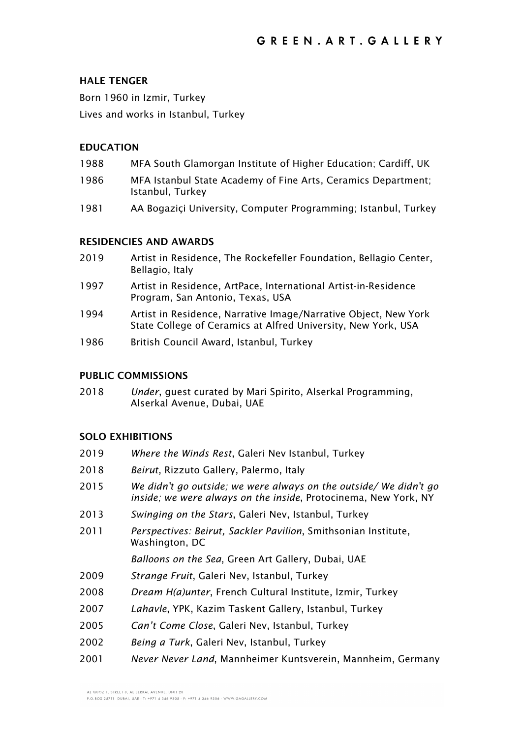# HALE TENGER

Born 1960 in Izmir, Turkey

Lives and works in Istanbul, Turkey

## EDUCATION

1988 MFA South Glamorgan Institute of Higher Education; Cardiff, UK

1986 MFA Istanbul State Academy of Fine Arts, Ceramics Department; Istanbul, Turkey

1981 AA Bogaziçi University, Computer Programming; Istanbul, Turkey

## RESIDENCIES AND AWARDS

2019 Artist in Residence, The Rockefeller Foundation, Bellagio Center, Bellagio, Italy

1997 Artist in Residence, ArtPace, International Artist-in-Residence Program, San Antonio, Texas, USA

1994 Artist in Residence, Narrative Image/Narrative Object, New York State College of Ceramics at Alfred University, New York, USA

1986 British Council Award, Istanbul, Turkey

## PUBLIC COMMISSIONS

2018 *Under*, guest curated by Mari Spirito, Alserkal Programming, Alserkal Avenue, Dubai, UAE

## SOLO EXHIBITIONS

2019 *Where the Winds Rest*, Galeri Nev Istanbul, Turkey

2018 *Beirut*, Rizzuto Gallery, Palermo, Italy

2015 *We didn't go outside; we were always on the outside/ We didn't go inside; we were always on the inside*, Protocinema, New York, NY

2013 *Swinging on the Stars*, Galeri Nev, Istanbul, Turkey

2011 *Perspectives: Beirut, Sackler Pavilion*, Smithsonian Institute, Washington, DC

*Balloons on the Sea*, Green Art Gallery, Dubai, UAE

2009 *Strange Fruit*, Galeri Nev, Istanbul, Turkey

2008 *Dream H(a)unter*, French Cultural Institute, Izmir, Turkey

2007 *Lahavle*, YPK, Kazim Taskent Gallery, Istanbul, Turkey

2005 *Can't Come Close*, Galeri Nev, Istanbul, Turkey

2002 *Being a Turk*, Galeri Nev, Istanbul, Turkey

2001 *Never Never Land*, Mannheimer Kuntsverein, Mannheim, Germany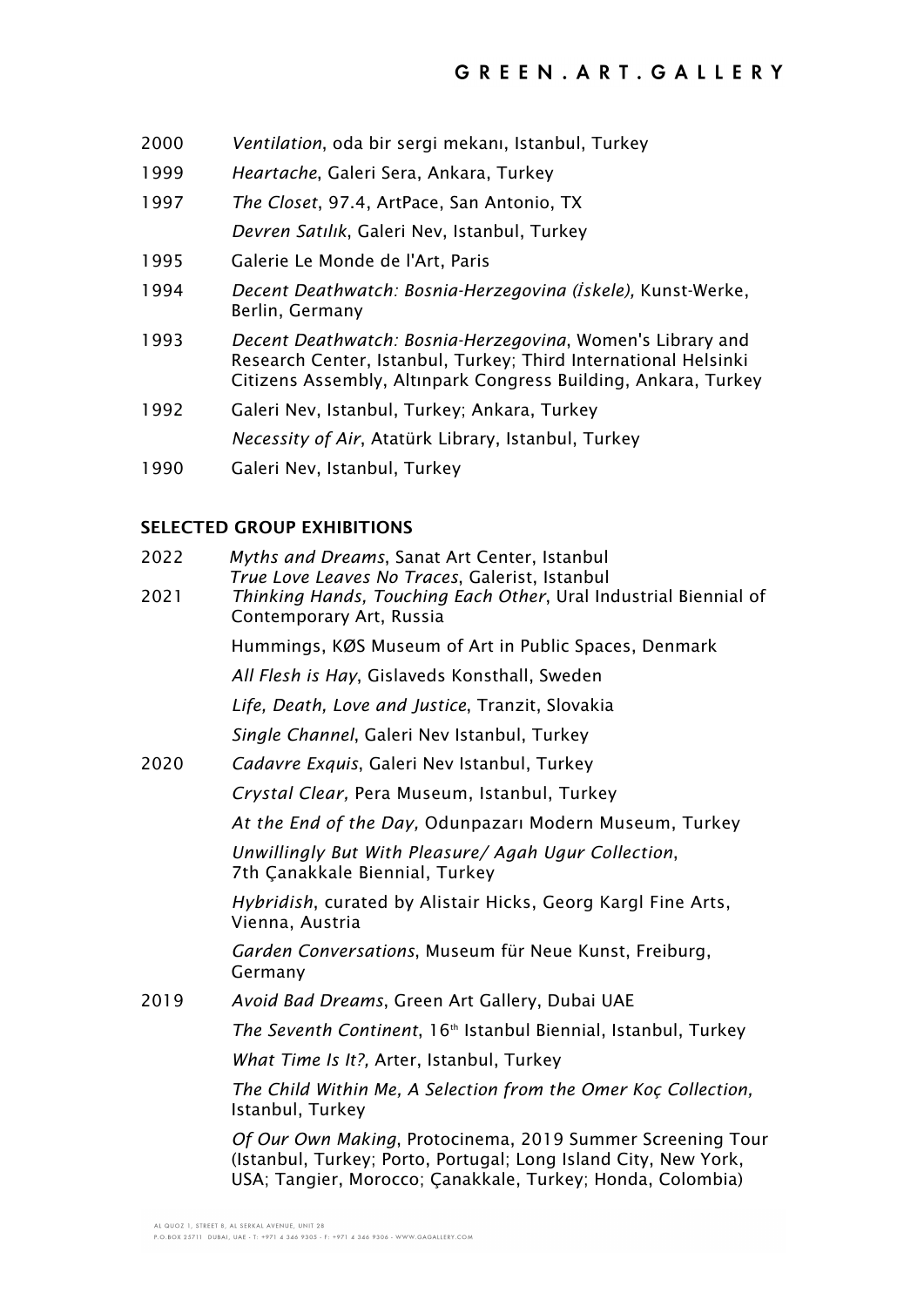2000 *Ventilation*, oda bir sergi mekanı, Istanbul, Turkey

1999 *Heartache*, Galeri Sera, Ankara, Turkey

1997 *The Closet*, 97.4, ArtPace, San Antonio, TX

*Devren Satılık*, Galeri Nev, Istanbul, Turkey

1995 Galerie Le Monde de l'Art, Paris

1994 *Decent Deathwatch: Bosnia-Herzegovina (İskele),* Kunst-Werke, Berlin, Germany

1993 *Decent Deathwatch: Bosnia-Herzegovina*, Women's Library and Research Center, Istanbul, Turkey; Third International Helsinki Citizens Assembly, Altınpark Congress Building, Ankara, Turkey

1992 Galeri Nev, Istanbul, Turkey; Ankara, Turkey

*Necessity of Air*, Atatürk Library, Istanbul, Turkey

1990 Galeri Nev, Istanbul, Turkey

## SELECTED GROUP EXHIBITIONS

2022 *Myths and Dreams*, Sanat Art Center, Istanbul

*True Love Leaves No Traces*, Galerist, Istanbul

2021 *Thinking Hands, Touching Each Other*, Ural Industrial Biennial of Contemporary Art, Russia

Hummings, KØS Museum of Art in Public Spaces, Denmark

*All Flesh is Hay*, Gislaveds Konsthall, Sweden

*Life, Death, Love and Justice*, Tranzit, Slovakia

*Single Channel*, Galeri Nev Istanbul, Turkey

2020 *Cadavre Exquis*, Galeri Nev Istanbul, Turkey

*Crystal Clear,* Pera Museum, Istanbul, Turkey

*At the End of the Day,* Odunpazarı Modern Museum, Turkey

*Unwillingly But With Pleasure/ Agah Ugur Collection*, 7th Çanakkale Biennial, Turkey

*Hybridish*, curated by Alistair Hicks, Georg Kargl Fine Arts, Vienna, Austria

*Garden Conversations*, Museum für Neue Kunst, Freiburg, Germany

2019 *Avoid Bad Dreams*, Green Art Gallery, Dubai UAE

*The Seventh Continent*, 16th Istanbul Biennial, Istanbul, Turkey

*What Time Is It?,* Arter, Istanbul, Turkey

*The Child Within Me, A Selection from the Omer Koç Collection,* Istanbul, Turkey

*Of Our Own Making*, Protocinema, 2019 Summer Screening Tour (Istanbul, Turkey; Porto, Portugal; Long Island City, New York, USA; Tangier, Morocco; Çanakkale, Turkey; Honda, Colombia)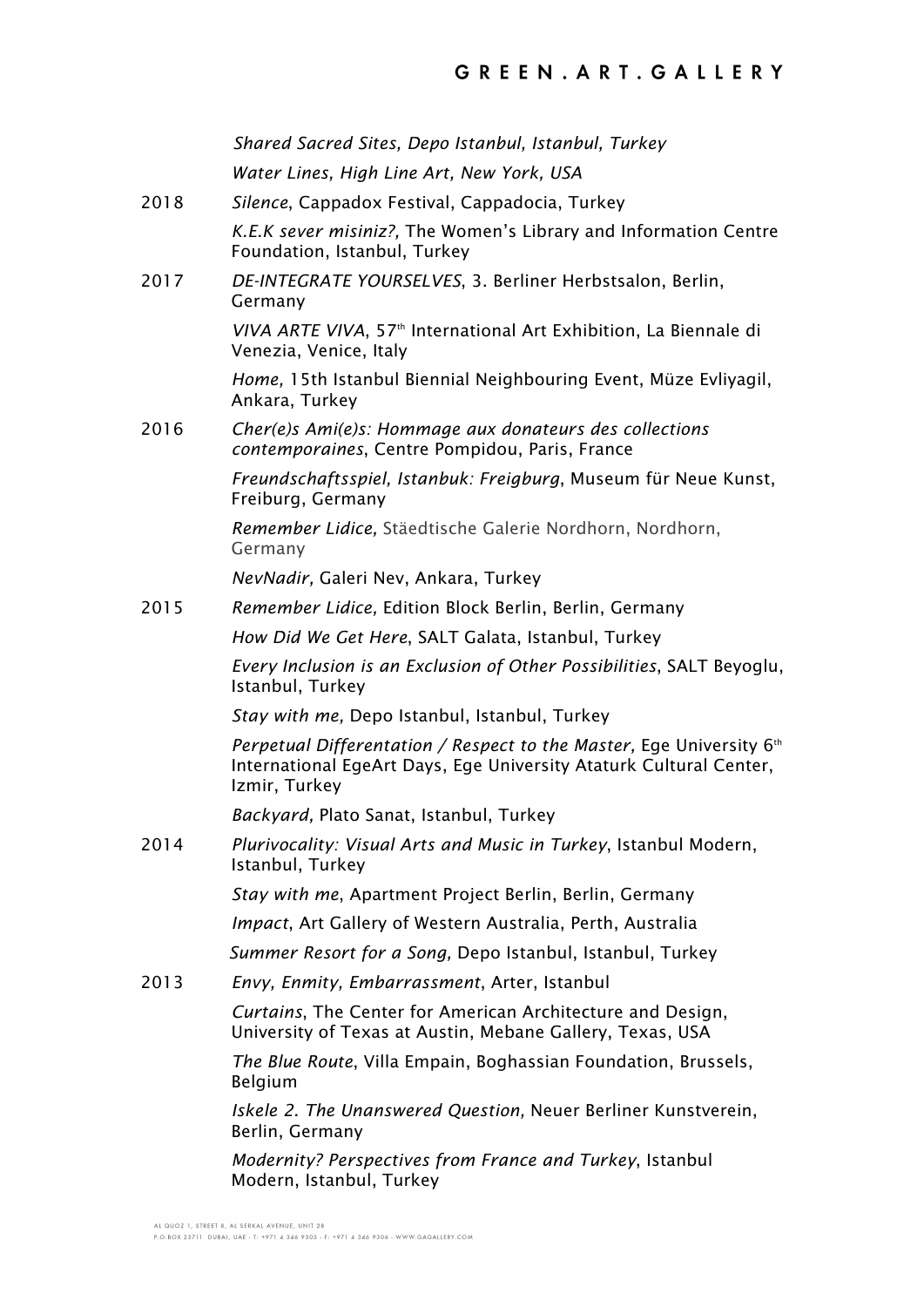*Shared Sacred Sites, Depo Istanbul, Istanbul, Turkey*

*Water Lines, High Line Art, New York, USA*

2018 *Silence*, Cappadox Festival, Cappadocia, Turkey

*K.E.K sever misiniz?,* The Women's Library and Information Centre Foundation, Istanbul, Turkey

2017 *DE-INTEGRATE YOURSELVES*, 3. Berliner Herbstsalon, Berlin, Germany

*VIVA ARTE VIVA*, 57th International Art Exhibition, La Biennale di Venezia, Venice, Italy

*Home,* 15th Istanbul Biennial Neighbouring Event, Müze Evliyagil, Ankara, Turkey

2016 *Cher(e)s Ami(e)s: Hommage aux donateurs des collections contemporaines*, Centre Pompidou, Paris, France

*Freundschaftsspiel, Istanbuk: Freigburg*, Museum für Neue Kunst, Freiburg, Germany

*Remember Lidice,* Stäedtische Galerie Nordhorn, Nordhorn, Germany

*NevNadir,* Galeri Nev, Ankara, Turkey

2015 *Remember Lidice,* Edition Block Berlin, Berlin, Germany

*How Did We Get Here*, SALT Galata, Istanbul, Turkey

*Every Inclusion is an Exclusion of Other Possibilities*, SALT Beyoglu, Istanbul, Turkey

*Stay with me,* Depo Istanbul, Istanbul, Turkey

*Perpetual Differentation / Respect to the Master,* Ege University 6th International EgeArt Days, Ege University Ataturk Cultural Center, Izmir, Turkey

*Backyard,* Plato Sanat, Istanbul, Turkey

2014 *Plurivocality: Visual Arts and Music in Turkey*, Istanbul Modern, Istanbul, Turkey

*Stay with me*, Apartment Project Berlin, Berlin, Germany

*Impact*, Art Gallery of Western Australia, Perth, Australia

*Summer Resort for a Song,* Depo Istanbul, Istanbul, Turkey

2013 *Envy, Enmity, Embarrassment*, Arter, Istanbul

*Curtains*, The Center for American Architecture and Design, University of Texas at Austin, Mebane Gallery, Texas, USA

*The Blue Route*, Villa Empain, Boghassian Foundation, Brussels, Belgium

*Iskele 2. The Unanswered Question,* Neuer Berliner Kunstverein, Berlin, Germany

*Modernity? Perspectives from France and Turkey*, Istanbul Modern, Istanbul, Turkey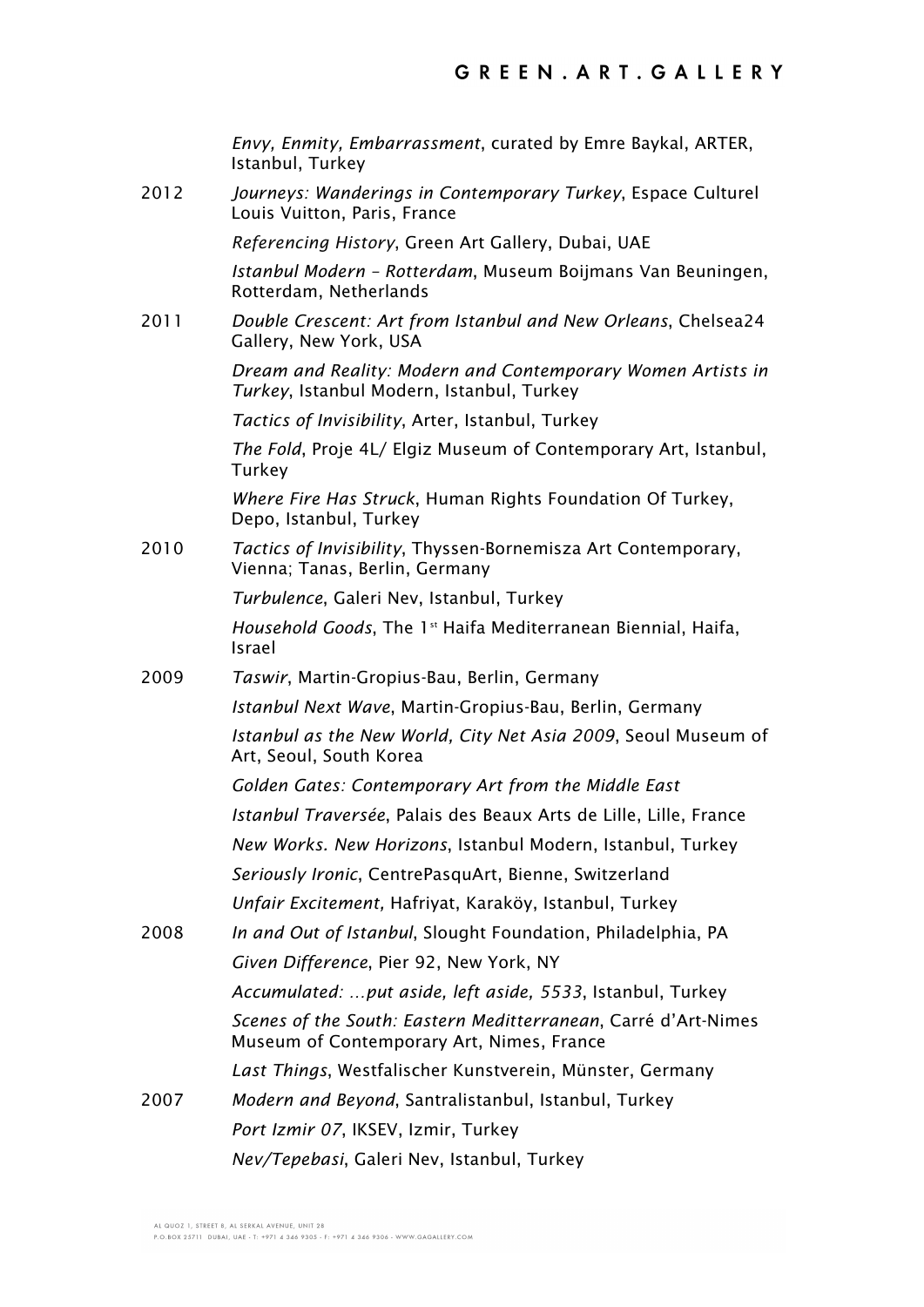*Envy, Enmity, Embarrassment*, curated by Emre Baykal, ARTER, Istanbul, Turkey

2012 *Journeys: Wanderings in Contemporary Turkey*, Espace Culturel Louis Vuitton, Paris, France

*Referencing History*, Green Art Gallery, Dubai, UAE

*Istanbul Modern – Rotterdam*, Museum Boijmans Van Beuningen, Rotterdam, Netherlands

2011 *Double Crescent: Art from Istanbul and New Orleans*, Chelsea24 Gallery, New York, USA

*Dream and Reality: Modern and Contemporary Women Artists in Turkey*, Istanbul Modern, Istanbul, Turkey

*Tactics of Invisibility*, Arter, Istanbul, Turkey

*The Fold*, Proje 4L/ Elgiz Museum of Contemporary Art, Istanbul, Turkey

*Where Fire Has Struck*, Human Rights Foundation Of Turkey, Depo, Istanbul, Turkey

2010 *Tactics of Invisibility*, Thyssen-Bornemisza Art Contemporary, Vienna; Tanas, Berlin, Germany

*Turbulence*, Galeri Nev, Istanbul, Turkey

*Household Goods*, The 1st Haifa Mediterranean Biennial, Haifa, Israel

2009 *Taswir*, Martin-Gropius-Bau, Berlin, Germany

*Istanbul Next Wave*, Martin-Gropius-Bau, Berlin, Germany

*Istanbul as the New World, City Net Asia 2009*, Seoul Museum of Art, Seoul, South Korea

*Golden Gates: Contemporary Art from the Middle East*

*Istanbul Traversée*, Palais des Beaux Arts de Lille, Lille, France

*New Works. New Horizons*, Istanbul Modern, Istanbul, Turkey

*Seriously Ironic*, CentrePasquArt, Bienne, Switzerland

*Unfair Excitement,* Hafriyat, Karaköy, Istanbul, Turkey

2008 *In and Out of Istanbul*, Slought Foundation, Philadelphia, PA

*Given Difference*, Pier 92, New York, NY

*Accumulated: ...put aside, left aside, 5533*, Istanbul, Turkey

*Scenes of the South: Eastern Meditterranean*, Carré d'Art-Nimes Museum of Contemporary Art, Nimes, France

*Last Things*, Westfalischer Kunstverein, Münster, Germany

2007 *Modern and Beyond*, Santralistanbul, Istanbul, Turkey

*Port Izmir 07*, IKSEV, Izmir, Turkey

*Nev/Tepebasi*, Galeri Nev, Istanbul, Turkey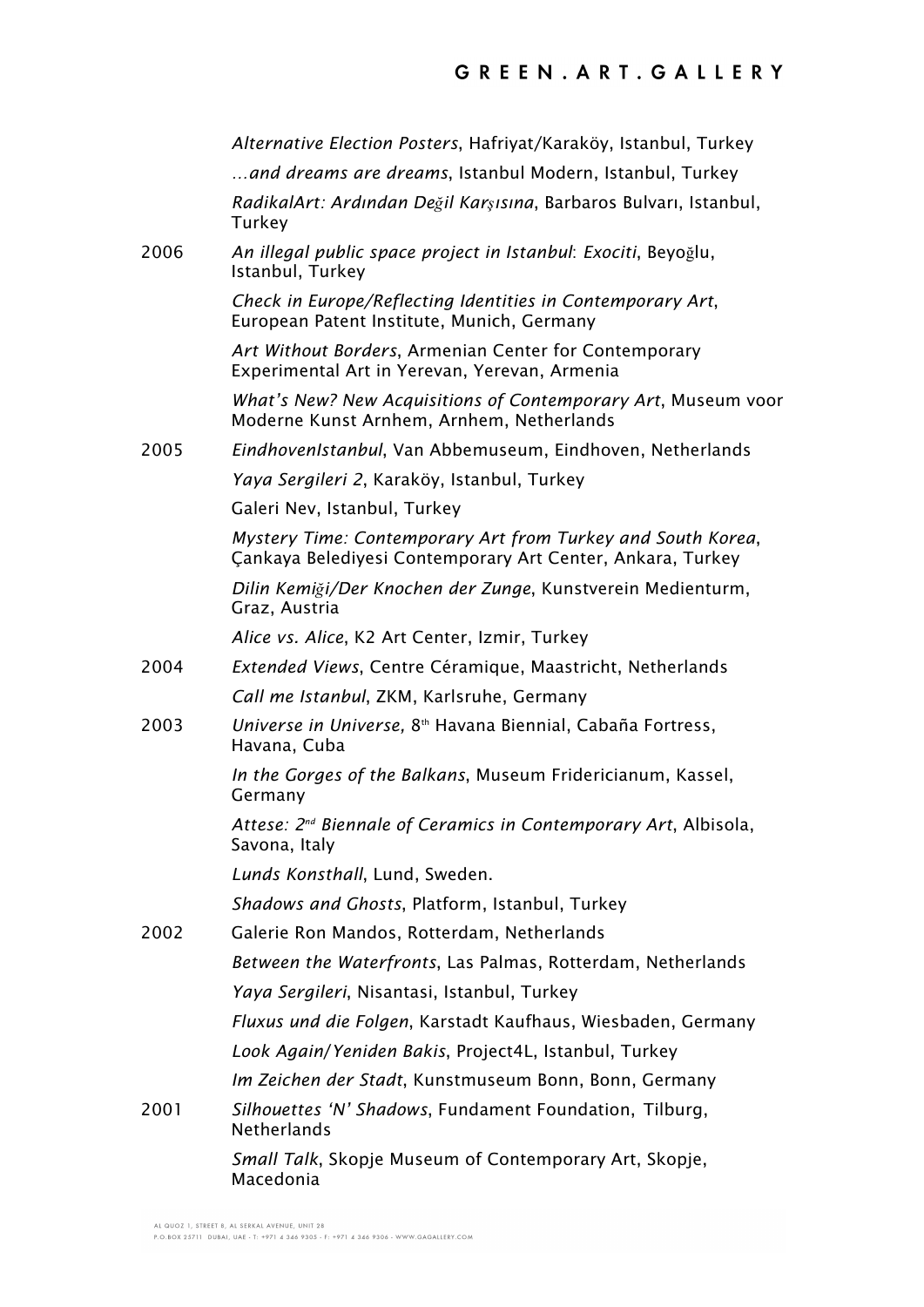| | |
|---|---|
| | *Alternative Election Posters*, Hafriyat/Karaköy, Istanbul, Turkey |
| | *…and dreams are dreams*, Istanbul Modern, Istanbul, Turkey |
| | *RadikalArt: Ardından Değil Karşısına*, Barbaros Bulvarı, Istanbul, Turkey |
| 2006 | *An illegal public space project in Istanbul*: *Exociti*, Beyoğlu, Istanbul, Turkey |
| | *Check in Europe/Reflecting Identities in Contemporary Art*, European Patent Institute, Munich, Germany |
| | *Art Without Borders*, Armenian Center for Contemporary Experimental Art in Yerevan, Yerevan, Armenia |
| | *What's New? New Acquisitions of Contemporary Art*, Museum voor Moderne Kunst Arnhem, Arnhem, Netherlands |
| 2005 | *EindhovenIstanbul*, Van Abbemuseum, Eindhoven, Netherlands |
| | *Yaya Sergileri 2*, Karaköy, Istanbul, Turkey |
| | Galeri Nev, Istanbul, Turkey |
| | *Mystery Time: Contemporary Art from Turkey and South Korea*, Çankaya Belediyesi Contemporary Art Center, Ankara, Turkey |
| | *Dilin Kemiği/Der Knochen der Zunge*, Kunstverein Medienturm, Graz, Austria |
| | *Alice vs. Alice*, K2 Art Center, Izmir, Turkey |
| 2004 | *Extended Views*, Centre Céramique, Maastricht, Netherlands |
| | *Call me Istanbul*, ZKM, Karlsruhe, Germany |
| 2003 | *Universe in Universe,* 8th Havana Biennial, Cabaña Fortress, Havana, Cuba |
| | *In the Gorges of the Balkans*, Museum Fridericianum, Kassel, Germany |
| | *Attese: 2nd Biennale of Ceramics in Contemporary Art*, Albisola, Savona, Italy |
| | *Lunds Konsthall*, Lund, Sweden. |
| | *Shadows and Ghosts*, Platform, Istanbul, Turkey |
| 2002 | Galerie Ron Mandos, Rotterdam, Netherlands |
| | *Between the Waterfronts*, Las Palmas, Rotterdam, Netherlands |
| | *Yaya Sergileri*, Nisantasi, Istanbul, Turkey |
| | *Fluxus und die Folgen*, Karstadt Kaufhaus, Wiesbaden, Germany |
| | *Look Again/Yeniden Bakis*, Project4L, Istanbul, Turkey |
| | *Im Zeichen der Stadt*, Kunstmuseum Bonn, Bonn, Germany |
| 2001 | *Silhouettes 'N' Shadows*, Fundament Foundation, Tilburg, Netherlands |
| | *Small Talk*, Skopje Museum of Contemporary Art, Skopje, Macedonia |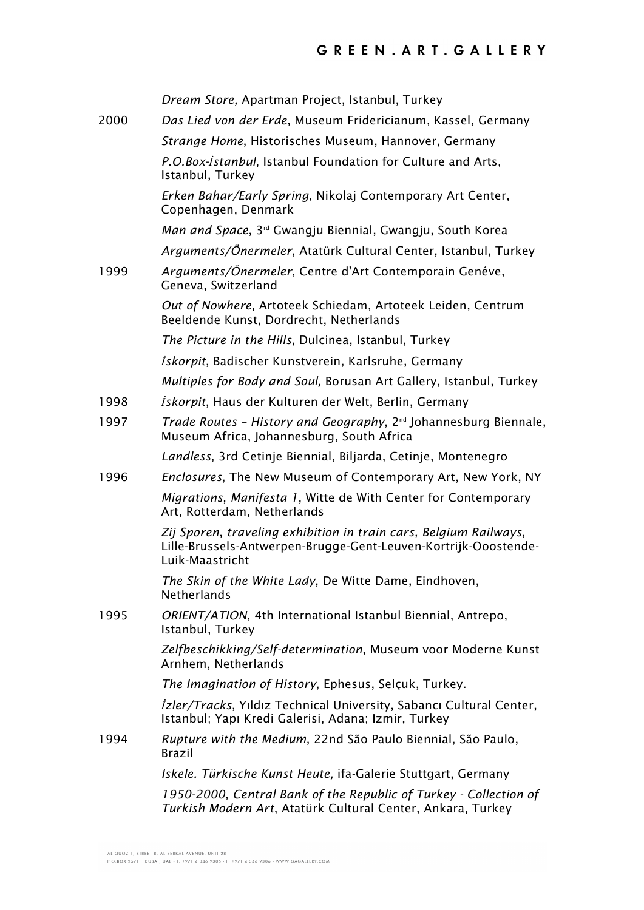| | |
|---|---|
| | *Dream Store,* Apartman Project, Istanbul, Turkey |
| 2000 | *Das Lied von der Erde*, Museum Fridericianum, Kassel, Germany |
| | *Strange Home*, Historisches Museum, Hannover, Germany |
| | *P.O.Box-İstanbul*, Istanbul Foundation for Culture and Arts, Istanbul, Turkey |
| | *Erken Bahar/Early Spring*, Nikolaj Contemporary Art Center, Copenhagen, Denmark |
| | *Man and Space*, 3rd Gwangju Biennial, Gwangju, South Korea |
| | *Arguments/Önermeler*, Atatürk Cultural Center, Istanbul, Turkey |
| 1999 | *Arguments/Önermeler*, Centre d'Art Contemporain Genéve, Geneva, Switzerland |
| | *Out of Nowhere*, Artoteek Schiedam, Artoteek Leiden, Centrum Beeldende Kunst, Dordrecht, Netherlands |
| | *The Picture in the Hills*, Dulcinea, Istanbul, Turkey |
| | *İskorpit*, Badischer Kunstverein, Karlsruhe, Germany |
| | *Multiples for Body and Soul,* Borusan Art Gallery, Istanbul, Turkey |
| 1998 | *İskorpit*, Haus der Kulturen der Welt, Berlin, Germany |
| 1997 | *Trade Routes – History and Geography*, 2nd Johannesburg Biennale, Museum Africa, Johannesburg, South Africa |
| | *Landless*, 3rd Cetinje Biennial, Biljarda, Cetinje, Montenegro |
| 1996 | *Enclosures*, The New Museum of Contemporary Art, New York, NY |
| | *Migrations*, *Manifesta 1*, Witte de With Center for Contemporary Art, Rotterdam, Netherlands |
| | *Zij Sporen*, *traveling exhibition in train cars, Belgium Railways*, Lille-Brussels-Antwerpen-Brugge-Gent-Leuven-Kortrijk-Ooostende-Luik-Maastricht |
| | *The Skin of the White Lady*, De Witte Dame, Eindhoven, Netherlands |
| 1995 | *ORIENT/ATION*, 4th International Istanbul Biennial, Antrepo, Istanbul, Turkey |
| | *Zelfbeschikking/Self-determination*, Museum voor Moderne Kunst Arnhem, Netherlands |
| | *The Imagination of History*, Ephesus, Selçuk, Turkey. |
| | *İzler/Tracks*, Yıldız Technical University, Sabancı Cultural Center, Istanbul; Yapı Kredi Galerisi, Adana; Izmir, Turkey |
| 1994 | *Rupture with the Medium*, 22nd São Paulo Biennial, São Paulo, Brazil |
| | *Iskele. Türkische Kunst Heute,* ifa-Galerie Stuttgart, Germany |
| | *1950-2000*, *Central Bank of the Republic of Turkey - Collection of Turkish Modern Art*, Atatürk Cultural Center, Ankara, Turkey |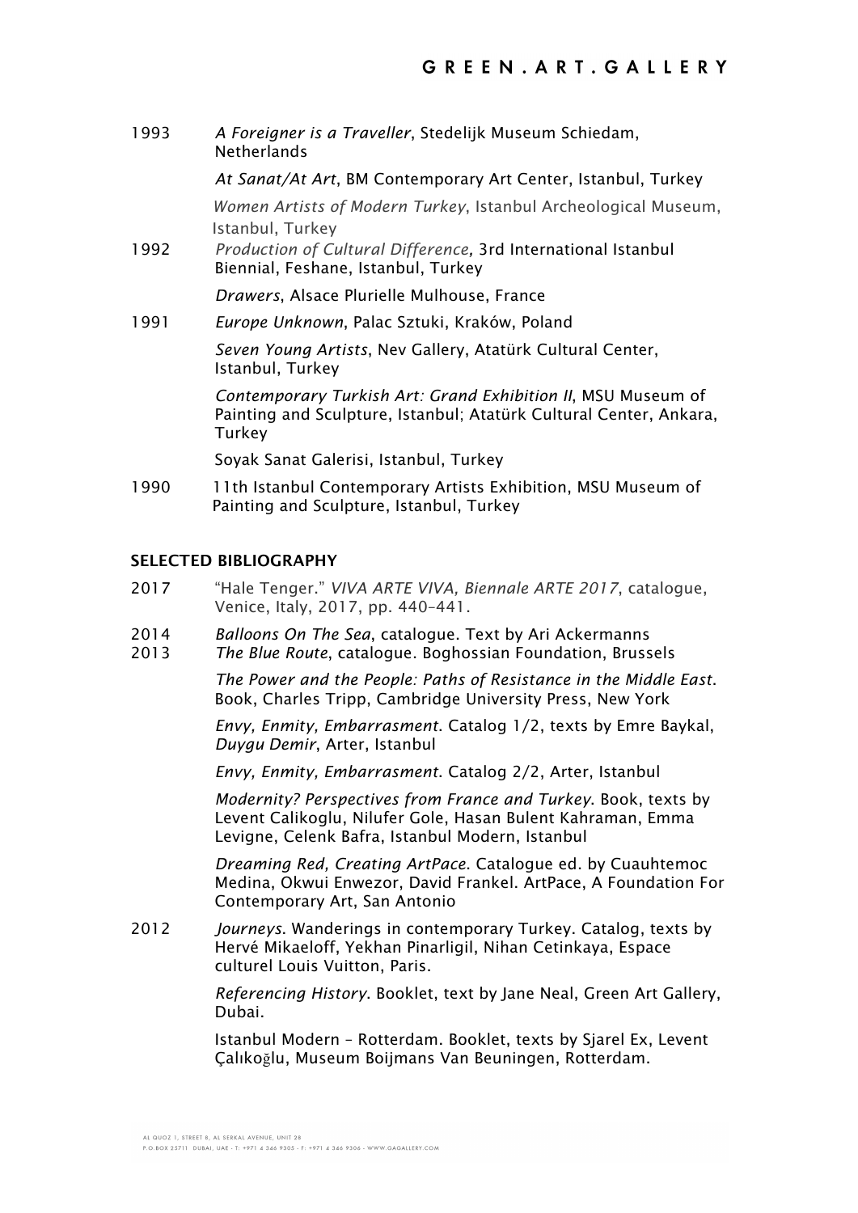1993 *A Foreigner is a Traveller*, Stedelijk Museum Schiedam, Netherlands

*At Sanat/At Art*, BM Contemporary Art Center, Istanbul, Turkey

*Women Artists of Modern Turkey*, Istanbul Archeological Museum, Istanbul, Turkey

1992 *Production of Cultural Difference,* 3rd International Istanbul Biennial, Feshane, Istanbul, Turkey

*Drawers*, Alsace Plurielle Mulhouse, France

1991 *Europe Unknown*, Palac Sztuki, Kraków, Poland

*Seven Young Artists*, Nev Gallery, Atatürk Cultural Center, Istanbul, Turkey

*Contemporary Turkish Art: Grand Exhibition II*, MSU Museum of Painting and Sculpture, Istanbul; Atatürk Cultural Center, Ankara, Turkey

Soyak Sanat Galerisi, Istanbul, Turkey

1990 11th Istanbul Contemporary Artists Exhibition, MSU Museum of Painting and Sculpture, Istanbul, Turkey

## SELECTED BIBLIOGRAPHY

2017 "Hale Tenger." *VIVA ARTE VIVA, Biennale ARTE 2017*, catalogue, Venice, Italy, 2017, pp. 440–441.

2014 *Balloons On The Sea*, catalogue. Text by Ari Ackermanns

2013 *The Blue Route*, catalogue. Boghossian Foundation, Brussels

*The Power and the People: Paths of Resistance in the Middle East*. Book, Charles Tripp, Cambridge University Press, New York

*Envy, Enmity, Embarrasment*. Catalog 1/2, texts by Emre Baykal, *Duygu Demir*, Arter, Istanbul

*Envy, Enmity, Embarrasment*. Catalog 2/2, Arter, Istanbul

*Modernity? Perspectives from France and Turkey*. Book, texts by Levent Calikoglu, Nilufer Gole, Hasan Bulent Kahraman, Emma Levigne, Celenk Bafra, Istanbul Modern, Istanbul

*Dreaming Red, Creating ArtPace*. Catalogue ed. by Cuauhtemoc Medina, Okwui Enwezor, David Frankel. ArtPace, A Foundation For Contemporary Art, San Antonio

2012 *Journeys*. Wanderings in contemporary Turkey. Catalog, texts by Hervé Mikaeloff, Yekhan Pinarligil, Nihan Cetinkaya, Espace culturel Louis Vuitton, Paris.

*Referencing History*. Booklet, text by Jane Neal, Green Art Gallery, Dubai.

Istanbul Modern – Rotterdam. Booklet, texts by Sjarel Ex, Levent Çalıkoğlu, Museum Boijmans Van Beuningen, Rotterdam.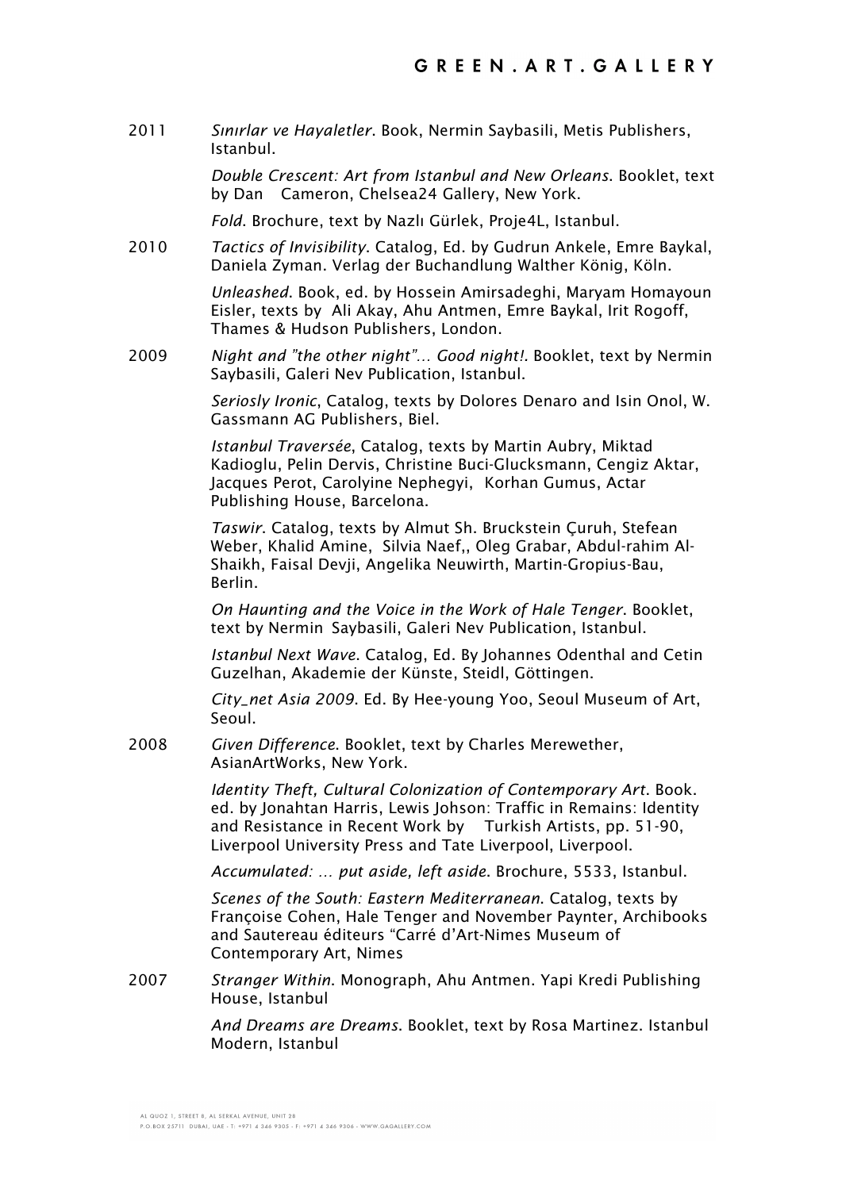2011 *Sınırlar ve Hayaletler*. Book, Nermin Saybasili, Metis Publishers, Istanbul.

*Double Crescent: Art from Istanbul and New Orleans.* Booklet, text by Dan Cameron, Chelsea24 Gallery, New York.

*Fold*. Brochure, text by Nazlı Gürlek, Proje4L, Istanbul.

2010 *Tactics of Invisibility*. Catalog, Ed. by Gudrun Ankele, Emre Baykal, Daniela Zyman. Verlag der Buchandlung Walther König, Köln.

*Unleashed*. Book, ed. by Hossein Amirsadeghi, Maryam Homayoun Eisler, texts by Ali Akay, Ahu Antmen, Emre Baykal, Irit Rogoff, Thames & Hudson Publishers, London.

2009 *Night and "the other night"... Good night!*. Booklet, text by Nermin Saybasili, Galeri Nev Publication, Istanbul.

*Seriosly Ironic*, Catalog, texts by Dolores Denaro and Isin Onol, W. Gassmann AG Publishers, Biel.

*Istanbul Traversée*, Catalog, texts by Martin Aubry, Miktad Kadioglu, Pelin Dervis, Christine Buci-Glucksmann, Cengiz Aktar, Jacques Perot, Carolyine Nephegyi, Korhan Gumus, Actar Publishing House, Barcelona.

*Taswir*. Catalog, texts by Almut Sh. Bruckstein Çuruh, Stefean Weber, Khalid Amine, Silvia Naef,, Oleg Grabar, Abdul-rahim Al-Shaikh, Faisal Devji, Angelika Neuwirth, Martin-Gropius-Bau, Berlin.

*On Haunting and the Voice in the Work of Hale Tenger*. Booklet, text by Nermin Saybasili, Galeri Nev Publication, Istanbul.

*Istanbul Next Wave*. Catalog, Ed. By Johannes Odenthal and Cetin Guzelhan, Akademie der Künste, Steidl, Göttingen.

*City_net Asia 2009*. Ed. By Hee-young Yoo, Seoul Museum of Art, Seoul.

2008 *Given Difference*. Booklet, text by Charles Merewether, AsianArtWorks, New York.

*Identity Theft, Cultural Colonization of Contemporary Art*. Book. ed. by Jonahtan Harris, Lewis Johson: Traffic in Remains: Identity and Resistance in Recent Work by Turkish Artists, pp. 51-90, Liverpool University Press and Tate Liverpool, Liverpool.

*Accumulated: ... put aside, left aside*. Brochure, 5533, Istanbul.

*Scenes of the South: Eastern Mediterranean*. Catalog, texts by Françoise Cohen, Hale Tenger and November Paynter, Archibooks and Sautereau éditeurs "Carré d'Art-Nimes Museum of Contemporary Art, Nimes

2007 *Stranger Within*. Monograph, Ahu Antmen. Yapi Kredi Publishing House, Istanbul

*And Dreams are Dreams*. Booklet, text by Rosa Martinez. Istanbul Modern, Istanbul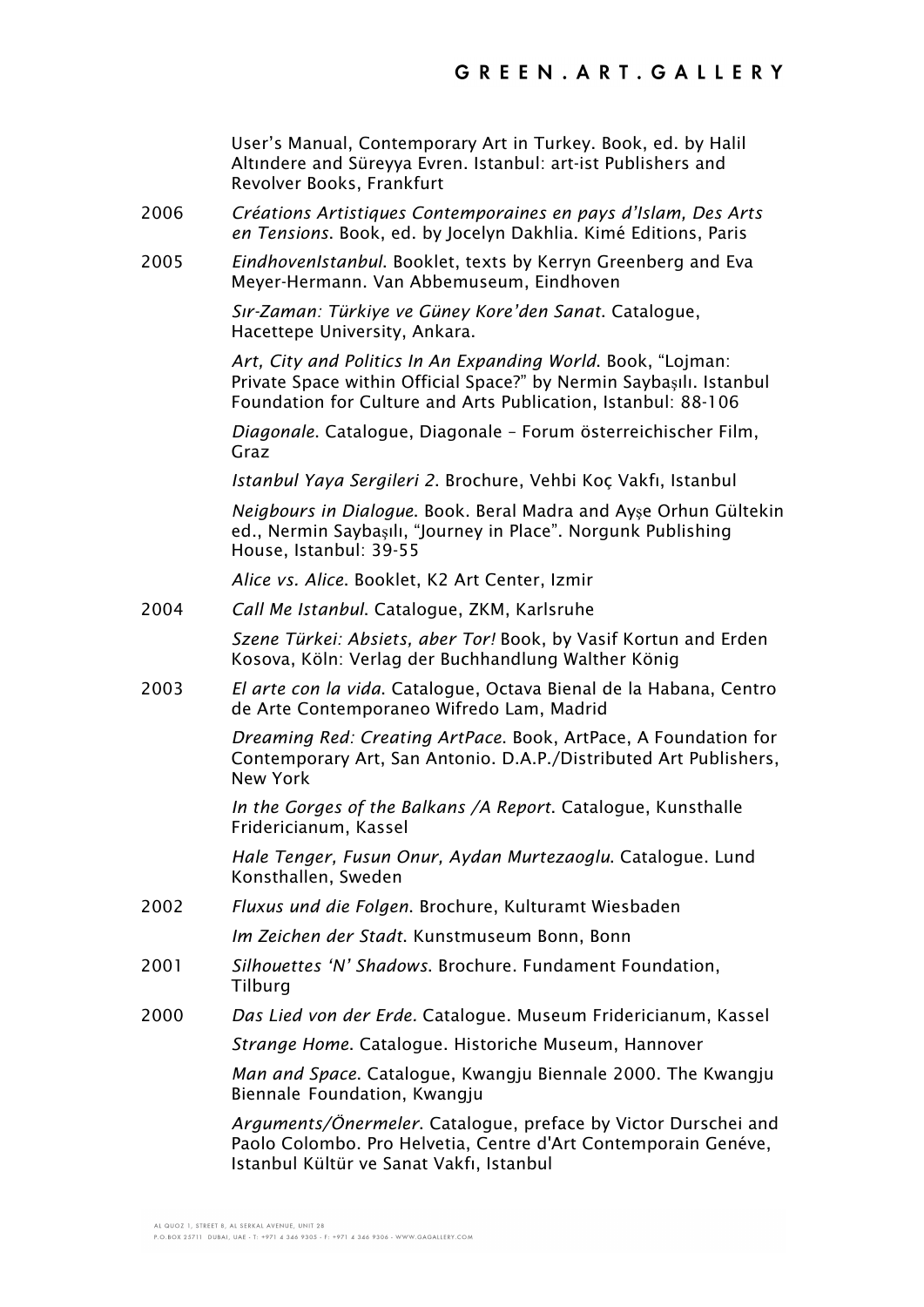User's Manual, Contemporary Art in Turkey. Book, ed. by Halil Altındere and Süreyya Evren. Istanbul: art-ist Publishers and Revolver Books, Frankfurt

2006 *Créations Artistiques Contemporaines en pays d'Islam, Des Arts en Tensions*. Book, ed. by Jocelyn Dakhlia. Kimé Editions, Paris

2005 *EindhovenIstanbul*. Booklet, texts by Kerryn Greenberg and Eva Meyer-Hermann. Van Abbemuseum, Eindhoven

*Sır-Zaman: Türkiye ve Güney Kore'den Sanat*. Catalogue, Hacettepe University, Ankara.

*Art, City and Politics In An Expanding World*. Book, "Lojman: Private Space within Official Space?" by Nermin Saybaşılı. Istanbul Foundation for Culture and Arts Publication, Istanbul: 88-106

*Diagonale*. Catalogue, Diagonale – Forum österreichischer Film, Graz

*Istanbul Yaya Sergileri 2*. Brochure, Vehbi Koç Vakfı, Istanbul

*Neigbours in Dialogue*. Book. Beral Madra and Ayşe Orhun Gültekin ed., Nermin Saybaşılı, "Journey in Place". Norgunk Publishing House, Istanbul: 39-55

*Alice vs. Alice*. Booklet, K2 Art Center, Izmir

2004 *Call Me Istanbul*. Catalogue, ZKM, Karlsruhe

*Szene Türkei: Absiets, aber Tor!* Book, by Vasif Kortun and Erden Kosova, Köln: Verlag der Buchhandlung Walther König

2003 *El arte con la vida*. Catalogue, Octava Bienal de la Habana, Centro de Arte Contemporaneo Wifredo Lam, Madrid

*Dreaming Red: Creating ArtPace*. Book, ArtPace, A Foundation for Contemporary Art, San Antonio. D.A.P./Distributed Art Publishers, New York

*In the Gorges of the Balkans /A Report*. Catalogue, Kunsthalle Fridericianum, Kassel

*Hale Tenger, Fusun Onur, Aydan Murtezaoglu*. Catalogue. Lund Konsthallen, Sweden

2002 *Fluxus und die Folgen*. Brochure, Kulturamt Wiesbaden

*Im Zeichen der Stadt*. Kunstmuseum Bonn, Bonn

2001 *Silhouettes 'N' Shadows*. Brochure. Fundament Foundation, Tilburg

2000 *Das Lied von der Erde*. Catalogue. Museum Fridericianum, Kassel

*Strange Home*. Catalogue. Historiche Museum, Hannover

*Man and Space*. Catalogue, Kwangju Biennale 2000. The Kwangju Biennale Foundation, Kwangju

*Arguments/Önermeler*. Catalogue, preface by Victor Durschei and Paolo Colombo. Pro Helvetia, Centre d'Art Contemporain Genéve, Istanbul Kültür ve Sanat Vakfı, Istanbul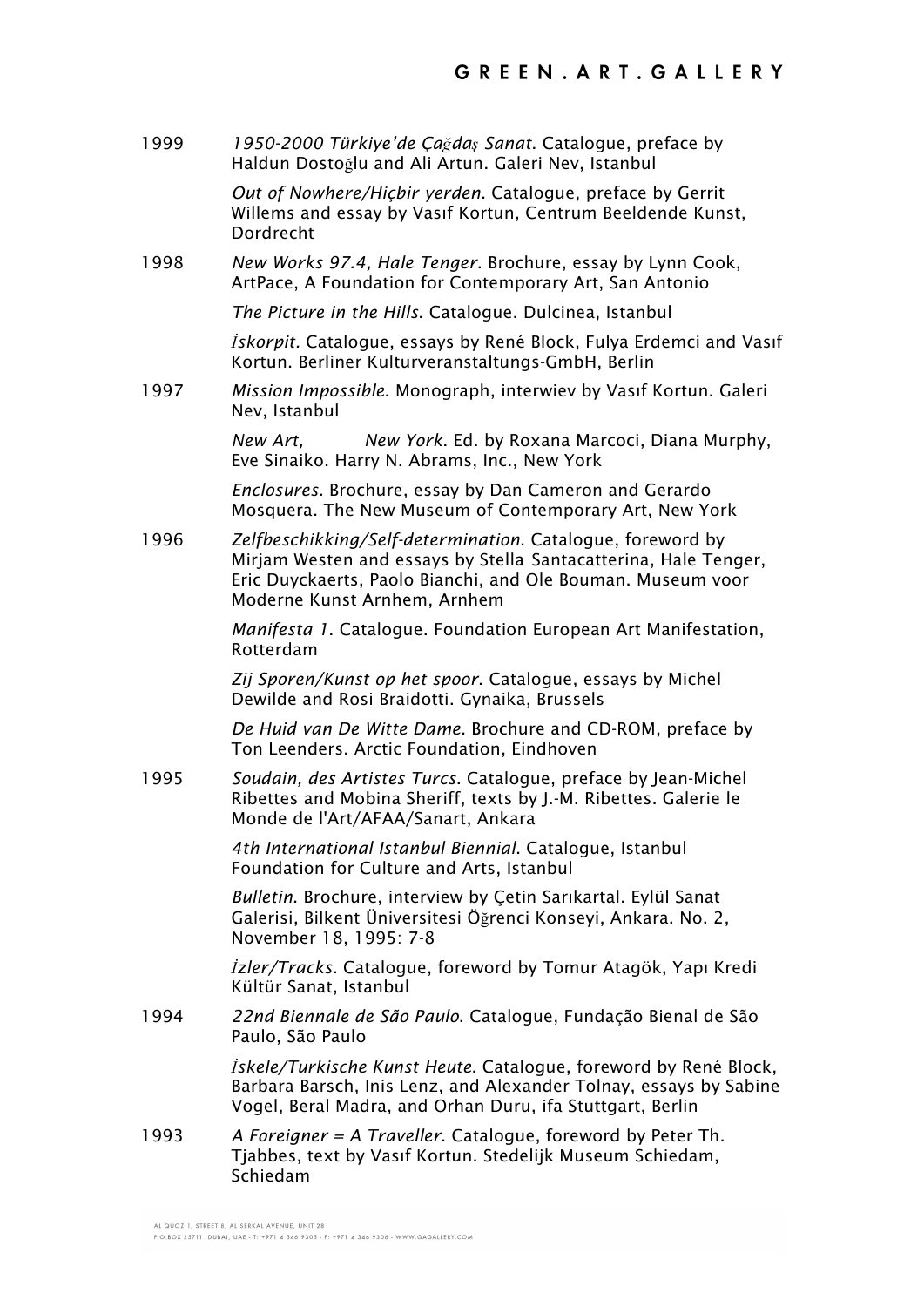1999 *1950-2000 Türkiye'de Çağdaş Sanat*. Catalogue, preface by Haldun Dostoğlu and Ali Artun. Galeri Nev, Istanbul

*Out of Nowhere/Hiçbir yerden*. Catalogue, preface by Gerrit Willems and essay by Vasıf Kortun, Centrum Beeldende Kunst, Dordrecht

1998 *New Works 97.4, Hale Tenger*. Brochure, essay by Lynn Cook, ArtPace, A Foundation for Contemporary Art, San Antonio

*The Picture in the Hills*. Catalogue. Dulcinea, Istanbul

*İskorpit*. Catalogue, essays by René Block, Fulya Erdemci and Vasıf Kortun. Berliner Kulturveranstaltungs-GmbH, Berlin

1997 *Mission Impossible*. Monograph, interwiev by Vasıf Kortun. Galeri Nev, Istanbul

*New Art, New York*. Ed. by Roxana Marcoci, Diana Murphy, Eve Sinaiko. Harry N. Abrams, Inc., New York

*Enclosures*. Brochure, essay by Dan Cameron and Gerardo Mosquera. The New Museum of Contemporary Art, New York

1996 *Zelfbeschikking/Self-determination*. Catalogue, foreword by Mirjam Westen and essays by Stella Santacatterina, Hale Tenger, Eric Duyckaerts, Paolo Bianchi, and Ole Bouman. Museum voor Moderne Kunst Arnhem, Arnhem

*Manifesta 1*. Catalogue. Foundation European Art Manifestation, Rotterdam

*Zij Sporen/Kunst op het spoor*. Catalogue, essays by Michel Dewilde and Rosi Braidotti. Gynaika, Brussels

*De Huid van De Witte Dame*. Brochure and CD-ROM, preface by Ton Leenders. Arctic Foundation, Eindhoven

1995 *Soudain, des Artistes Turcs*. Catalogue, preface by Jean-Michel Ribettes and Mobina Sheriff, texts by J.-M. Ribettes. Galerie le Monde de l'Art/AFAA/Sanart, Ankara

*4th International Istanbul Biennial*. Catalogue, Istanbul Foundation for Culture and Arts, Istanbul

*Bulletin*. Brochure, interview by Çetin Sarıkartal. Eylül Sanat Galerisi, Bilkent Üniversitesi Öğrenci Konseyi, Ankara. No. 2, November 18, 1995: 7-8

*İzler/Tracks*. Catalogue, foreword by Tomur Atagök, Yapı Kredi Kültür Sanat, Istanbul

1994 *22nd Biennale de São Paulo*. Catalogue, Fundação Bienal de São Paulo, São Paulo

*İskele/Turkische Kunst Heute*. Catalogue, foreword by René Block, Barbara Barsch, Inis Lenz, and Alexander Tolnay, essays by Sabine Vogel, Beral Madra, and Orhan Duru, ifa Stuttgart, Berlin

1993 *A Foreigner = A Traveller*. Catalogue, foreword by Peter Th. Tjabbes, text by Vasıf Kortun. Stedelijk Museum Schiedam, Schiedam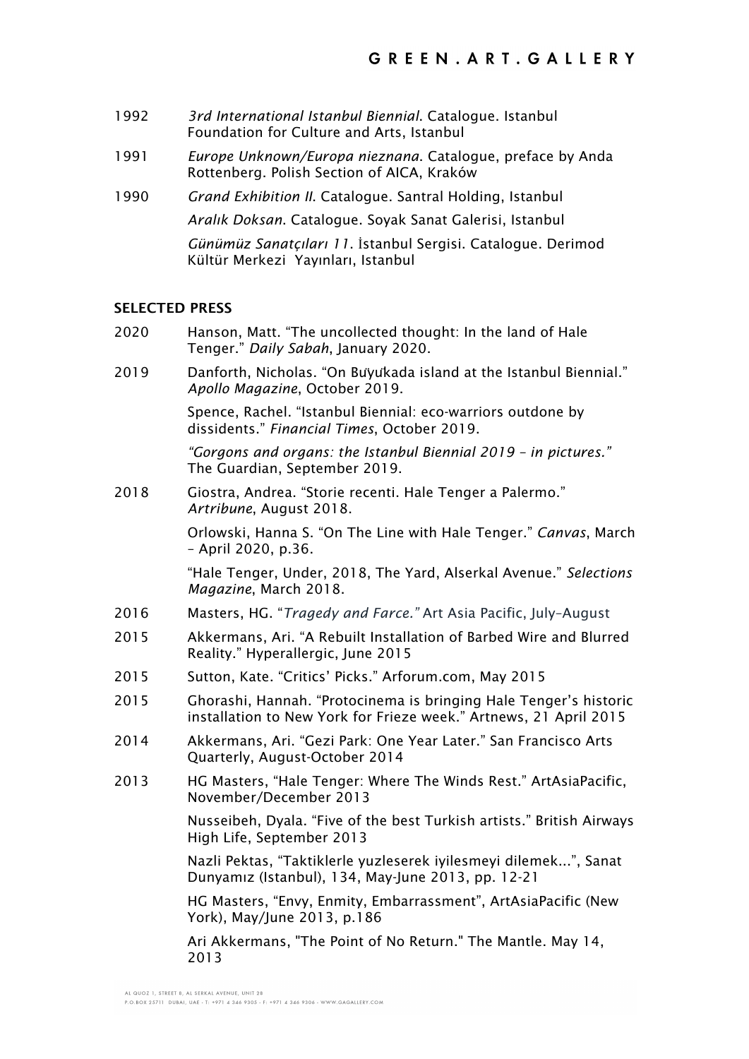1992 *3rd International Istanbul Biennial*. Catalogue. Istanbul Foundation for Culture and Arts, Istanbul

1991 *Europe Unknown/Europa nieznana*. Catalogue, preface by Anda Rottenberg. Polish Section of AICA, Kraków

1990 *Grand Exhibition II*. Catalogue. Santral Holding, Istanbul

*Aralık Doksan*. Catalogue. Soyak Sanat Galerisi, Istanbul

*Günümüz Sanatçıları 11*. İstanbul Sergisi. Catalogue. Derimod Kültür Merkezi Yayınları, Istanbul

**SELECTED PRESS**

2020 Hanson, Matt. "The uncollected thought: In the land of Hale Tenger." *Daily Sabah*, January 2020.

2019 Danforth, Nicholas. "On Büyükada island at the Istanbul Biennial." *Apollo Magazine*, October 2019.

Spence, Rachel. "Istanbul Biennial: eco-warriors outdone by dissidents." *Financial Times*, October 2019.

*"Gorgons and organs: the Istanbul Biennial 2019 – in pictures."* The Guardian, September 2019.

2018 Giostra, Andrea. "Storie recenti. Hale Tenger a Palermo." *Artribune*, August 2018.

Orlowski, Hanna S. "On The Line with Hale Tenger." *Canvas*, March – April 2020, p.36.

"Hale Tenger, Under, 2018, The Yard, Alserkal Avenue." *Selections Magazine*, March 2018.

2016 Masters, HG. "*Tragedy and Farce."* Art Asia Pacific, July–August

2015 Akkermans, Ari. "A Rebuilt Installation of Barbed Wire and Blurred Reality." Hyperallergic, June 2015

2015 Sutton, Kate. "Critics' Picks." Arforum.com, May 2015

2015 Ghorashi, Hannah. "Protocinema is bringing Hale Tenger's historic installation to New York for Frieze week." Artnews, 21 April 2015

2014 Akkermans, Ari. "Gezi Park: One Year Later." San Francisco Arts Quarterly, August-October 2014

2013 HG Masters, "Hale Tenger: Where The Winds Rest." ArtAsiaPacific, November/December 2013

Nusseibeh, Dyala. "Five of the best Turkish artists." British Airways High Life, September 2013

Nazli Pektas, "Taktiklerle yuzleserek iyilesmeyi dilemek...", Sanat Dunyamız (Istanbul), 134, May-June 2013, pp. 12-21

HG Masters, "Envy, Enmity, Embarrassment", ArtAsiaPacific (New York), May/June 2013, p.186

Ari Akkermans, "The Point of No Return." The Mantle. May 14, 2013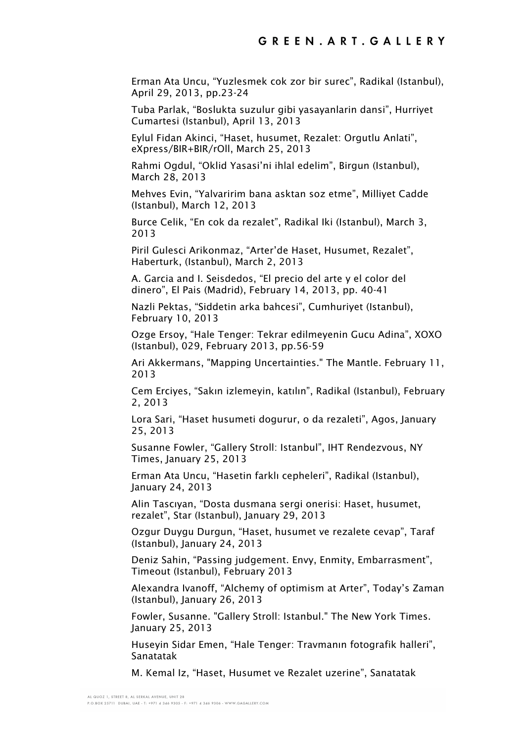Erman Ata Uncu, “Yuzlesmek cok zor bir surec”, Radikal (Istanbul), April 29, 2013, pp.23-24

Tuba Parlak, “Boslukta suzulur gibi yasayanlarin dansi”, Hurriyet Cumartesi (Istanbul), April 13, 2013

Eylul Fidan Akinci, “Haset, husumet, Rezalet: Orgutlu Anlati”, eXpress/BIR+BIR/rOll, March 25, 2013

Rahmi Ogdul, “Oklid Yasasi’ni ihlal edelim”, Birgun (Istanbul), March 28, 2013

Mehves Evin, “Yalvaririm bana asktan soz etme”, Milliyet Cadde (Istanbul), March 12, 2013

Burce Celik, “En cok da rezalet”, Radikal Iki (Istanbul), March 3, 2013

Piril Gulesci Arikonmaz, “Arter’de Haset, Husumet, Rezalet”, Haberturk, (Istanbul), March 2, 2013

A. Garcia and I. Seisdedos, “El precio del arte y el color del dinero”, El Pais (Madrid), February 14, 2013, pp. 40-41

Nazli Pektas, “Siddetin arka bahcesi”, Cumhuriyet (Istanbul), February 10, 2013

Ozge Ersoy, “Hale Tenger: Tekrar edilmeyenin Gucu Adina”, XOXO (Istanbul), 029, February 2013, pp.56-59

Ari Akkermans, "Mapping Uncertainties." The Mantle. February 11, 2013

Cem Erciyes, “Sakın izlemeyin, katılın”, Radikal (Istanbul), February 2, 2013

Lora Sari, “Haset husumeti dogurur, o da rezaleti”, Agos, January 25, 2013

Susanne Fowler, “Gallery Stroll: Istanbul”, IHT Rendezvous, NY Times, January 25, 2013

Erman Ata Uncu, “Hasetin farklı cepheleri”, Radikal (Istanbul), January 24, 2013

Alin Tascıyan, “Dosta dusmana sergi onerisi: Haset, husumet, rezalet”, Star (Istanbul), January 29, 2013

Ozgur Duygu Durgun, “Haset, husumet ve rezalete cevap”, Taraf (Istanbul), January 24, 2013

Deniz Sahin, “Passing judgement. Envy, Enmity, Embarrasment”, Timeout (Istanbul), February 2013

Alexandra Ivanoff, “Alchemy of optimism at Arter”, Today’s Zaman (Istanbul), January 26, 2013

Fowler, Susanne. "Gallery Stroll: Istanbul." The New York Times. January 25, 2013

Huseyin Sidar Emen, “Hale Tenger: Travmanın fotografik halleri”, Sanatatak

M. Kemal Iz, “Haset, Husumet ve Rezalet uzerine”, Sanatatak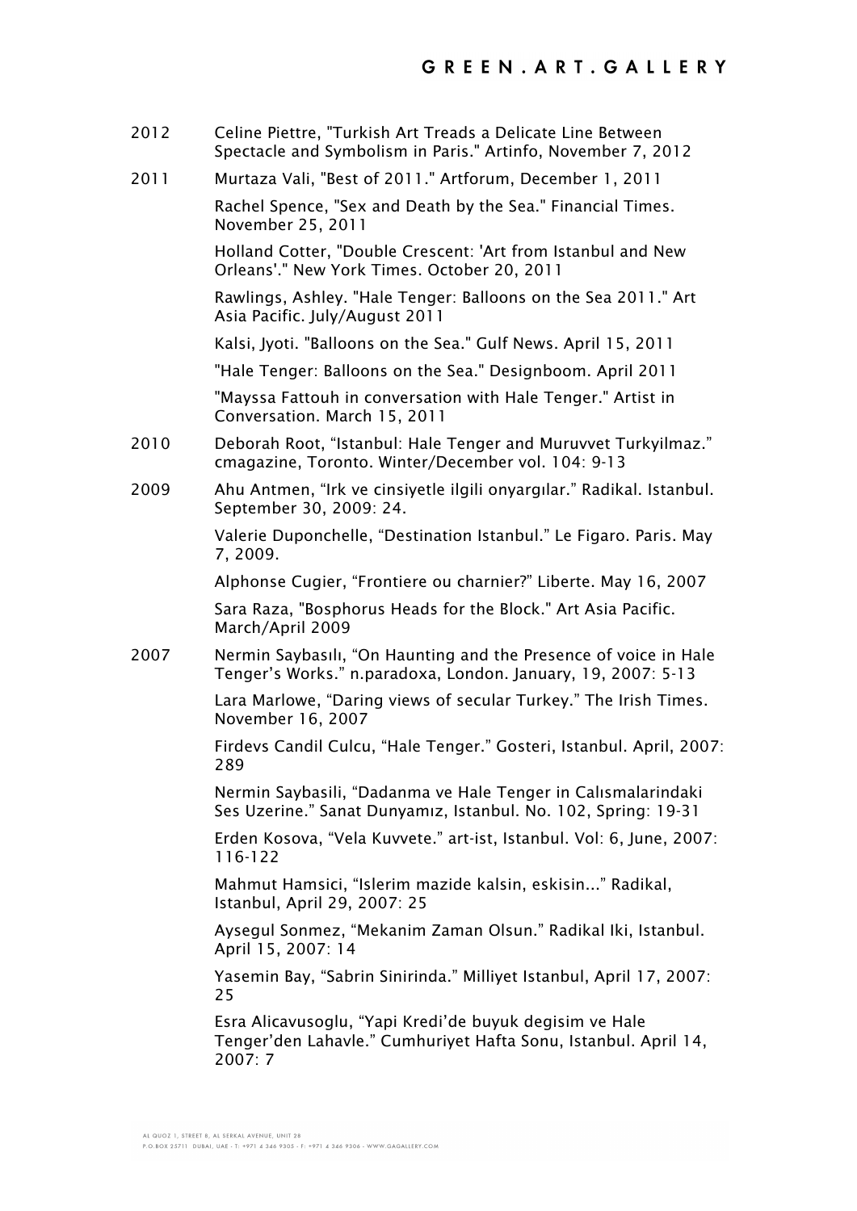2012 Celine Piettre, "Turkish Art Treads a Delicate Line Between Spectacle and Symbolism in Paris." Artinfo, November 7, 2012

2011 Murtaza Vali, "Best of 2011." Artforum, December 1, 2011

Rachel Spence, "Sex and Death by the Sea." Financial Times. November 25, 2011

Holland Cotter, "Double Crescent: 'Art from Istanbul and New Orleans'." New York Times. October 20, 2011

Rawlings, Ashley. "Hale Tenger: Balloons on the Sea 2011." Art Asia Pacific. July/August 2011

Kalsi, Jyoti. "Balloons on the Sea." Gulf News. April 15, 2011

"Hale Tenger: Balloons on the Sea." Designboom. April 2011

"Mayssa Fattouh in conversation with Hale Tenger." Artist in Conversation. March 15, 2011

2010 Deborah Root, "Istanbul: Hale Tenger and Muruvvet Turkyilmaz." cmagazine, Toronto. Winter/December vol. 104: 9-13

2009 Ahu Antmen, "Irk ve cinsiyetle ilgili onyargılar." Radikal. Istanbul. September 30, 2009: 24.

Valerie Duponchelle, "Destination Istanbul." Le Figaro. Paris. May 7, 2009.

Alphonse Cugier, "Frontiere ou charnier?" Liberte. May 16, 2007

Sara Raza, "Bosphorus Heads for the Block." Art Asia Pacific. March/April 2009

2007 Nermin Saybasılı, "On Haunting and the Presence of voice in Hale Tenger's Works." n.paradoxa, London. January, 19, 2007: 5-13

Lara Marlowe, "Daring views of secular Turkey." The Irish Times. November 16, 2007

Firdevs Candil Culcu, "Hale Tenger." Gosteri, Istanbul. April, 2007: 289

Nermin Saybasili, "Dadanma ve Hale Tenger in Calısmalarindaki Ses Uzerine." Sanat Dunyamız, Istanbul. No. 102, Spring: 19-31

Erden Kosova, "Vela Kuvvete." art-ist, Istanbul. Vol: 6, June, 2007: 116-122

Mahmut Hamsici, "Islerim mazide kalsin, eskisin..." Radikal, Istanbul, April 29, 2007: 25

Aysegul Sonmez, "Mekanim Zaman Olsun." Radikal Iki, Istanbul. April 15, 2007: 14

Yasemin Bay, "Sabrin Sinirinda." Milliyet Istanbul, April 17, 2007: 25

Esra Alicavusoglu, "Yapi Kredi'de buyuk degisim ve Hale Tenger'den Lahavle." Cumhuriyet Hafta Sonu, Istanbul. April 14, 2007: 7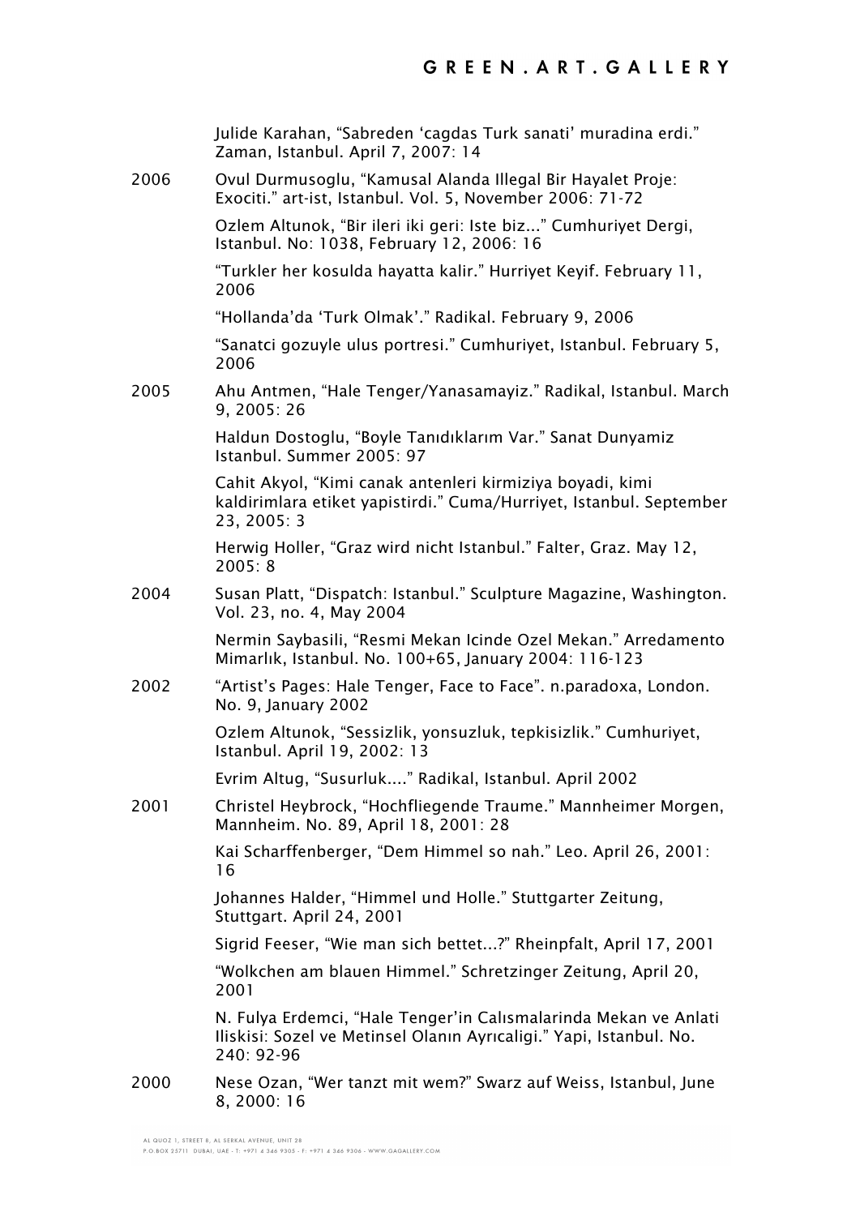Julide Karahan, "Sabreden 'cagdas Turk sanati' muradina erdi." Zaman, Istanbul. April 7, 2007: 14

**2006**

Ovul Durmusoglu, "Kamusal Alanda Illegal Bir Hayalet Proje: Exociti." art-ist, Istanbul. Vol. 5, November 2006: 71-72

Ozlem Altunok, "Bir ileri iki geri: Iste biz..." Cumhuriyet Dergi, Istanbul. No: 1038, February 12, 2006: 16

"Turkler her kosulda hayatta kalir." Hurriyet Keyif. February 11, 2006

"Hollanda'da 'Turk Olmak'." Radikal. February 9, 2006

"Sanatci gozuyle ulus portresi." Cumhuriyet, Istanbul. February 5, 2006

**2005**

Ahu Antmen, "Hale Tenger/Yanasamayiz." Radikal, Istanbul. March 9, 2005: 26

Haldun Dostoglu, "Boyle Tanıdıklarım Var." Sanat Dunyamiz Istanbul. Summer 2005: 97

Cahit Akyol, "Kimi canak antenleri kirmiziya boyadi, kimi kaldirimlara etiket yapistirdi." Cuma/Hurriyet, Istanbul. September 23, 2005: 3

Herwig Holler, "Graz wird nicht Istanbul." Falter, Graz. May 12, 2005: 8

**2004**

Susan Platt, "Dispatch: Istanbul." Sculpture Magazine, Washington. Vol. 23, no. 4, May 2004

Nermin Saybasili, "Resmi Mekan Icinde Ozel Mekan." Arredamento Mimarlık, Istanbul. No. 100+65, January 2004: 116-123

**2002**

"Artist's Pages: Hale Tenger, Face to Face". n.paradoxa, London. No. 9, January 2002

Ozlem Altunok, "Sessizlik, yonsuzluk, tepkisizlik." Cumhuriyet, Istanbul. April 19, 2002: 13

Evrim Altug, "Susurluk...." Radikal, Istanbul. April 2002

**2001**

Christel Heybrock, "Hochfliegende Traume." Mannheimer Morgen, Mannheim. No. 89, April 18, 2001: 28

Kai Scharffenberger, "Dem Himmel so nah." Leo. April 26, 2001: 16

Johannes Halder, "Himmel und Holle." Stuttgarter Zeitung, Stuttgart. April 24, 2001

Sigrid Feeser, "Wie man sich bettet...?" Rheinpfalt, April 17, 2001

"Wolkchen am blauen Himmel." Schretzinger Zeitung, April 20, 2001

N. Fulya Erdemci, "Hale Tenger'in Calısmalarinda Mekan ve Anlati Iliskisi: Sozel ve Metinsel Olanın Ayrıcaligi." Yapi, Istanbul. No. 240: 92-96

**2000**

Nese Ozan, "Wer tanzt mit wem?" Swarz auf Weiss, Istanbul, June 8, 2000: 16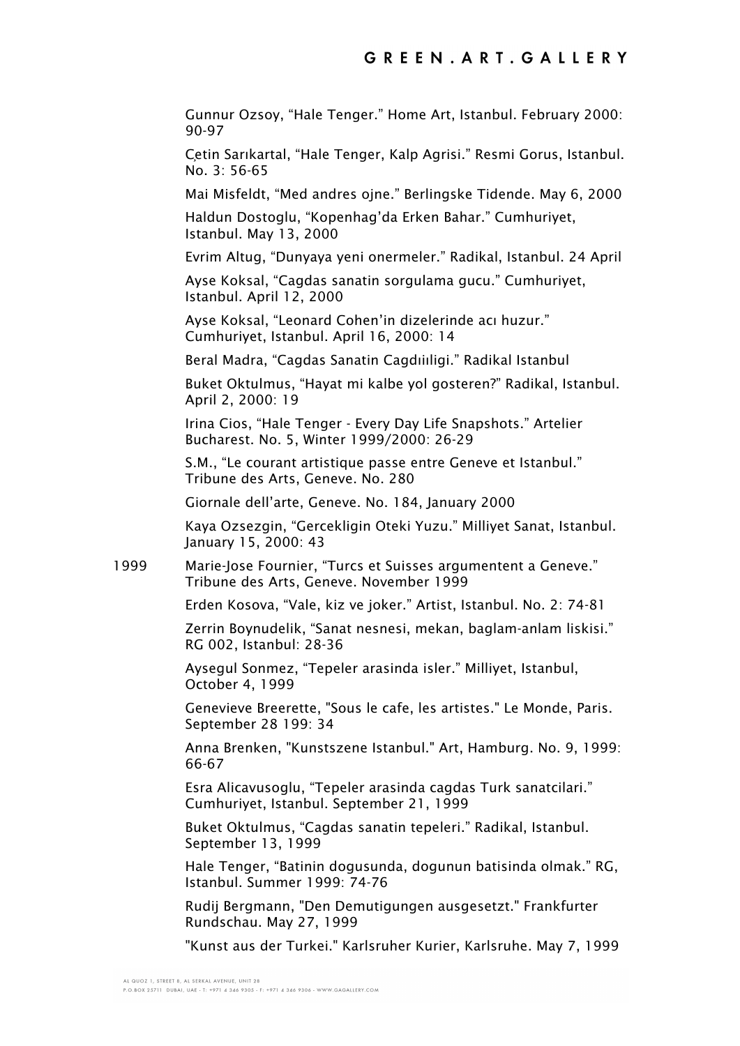Gunnur Ozsoy, “Hale Tenger.” Home Art, Istanbul. February 2000: 90-97

Çetin Sarıkartal, “Hale Tenger, Kalp Agrisi.” Resmi Gorus, Istanbul. No. 3: 56-65

Mai Misfeldt, “Med andres ojne.” Berlingske Tidende. May 6, 2000

Haldun Dostoglu, “Kopenhag’da Erken Bahar.” Cumhuriyet, Istanbul. May 13, 2000

Evrim Altug, “Dunyaya yeni onermeler.” Radikal, Istanbul. 24 April

Ayse Koksal, “Cagdas sanatin sorgulama gucu.” Cumhuriyet, Istanbul. April 12, 2000

Ayse Koksal, “Leonard Cohen’in dizelerinde acı huzur.” Cumhuriyet, Istanbul. April 16, 2000: 14

Beral Madra, “Cagdas Sanatin Cagdıılıgi.” Radikal Istanbul

Buket Oktulmus, “Hayat mi kalbe yol gosteren?” Radikal, Istanbul. April 2, 2000: 19

Irina Cios, “Hale Tenger - Every Day Life Snapshots.” Artelier Bucharest. No. 5, Winter 1999/2000: 26-29

S.M., “Le courant artistique passe entre Geneve et Istanbul.” Tribune des Arts, Geneve. No. 280

Giornale dell’arte, Geneve. No. 184, January 2000

Kaya Ozsezgin, “Gercekligin Oteki Yuzu.” Milliyet Sanat, Istanbul. January 15, 2000: 43

1999 Marie-Jose Fournier, “Turcs et Suisses argumentent a Geneve.” Tribune des Arts, Geneve. November 1999

Erden Kosova, “Vale, kiz ve joker.” Artist, Istanbul. No. 2: 74-81

Zerrin Boynudelik, “Sanat nesnesi, mekan, baglam-anlam liskisi.” RG 002, Istanbul: 28-36

Aysegul Sonmez, “Tepeler arasinda isler.” Milliyet, Istanbul, October 4, 1999

Genevieve Breerette, "Sous le cafe, les artistes." Le Monde, Paris. September 28 199: 34

Anna Brenken, "Kunstszene Istanbul." Art, Hamburg. No. 9, 1999: 66-67

Esra Alicavusoglu, “Tepeler arasinda cagdas Turk sanatcilari.” Cumhuriyet, Istanbul. September 21, 1999

Buket Oktulmus, “Cagdas sanatin tepeleri.” Radikal, Istanbul. September 13, 1999

Hale Tenger, “Batinin dogusunda, dogunun batisinda olmak.” RG, Istanbul. Summer 1999: 74-76

Rudij Bergmann, "Den Demutigungen ausgesetzt." Frankfurter Rundschau. May 27, 1999

"Kunst aus der Turkei." Karlsruher Kurier, Karlsruhe. May 7, 1999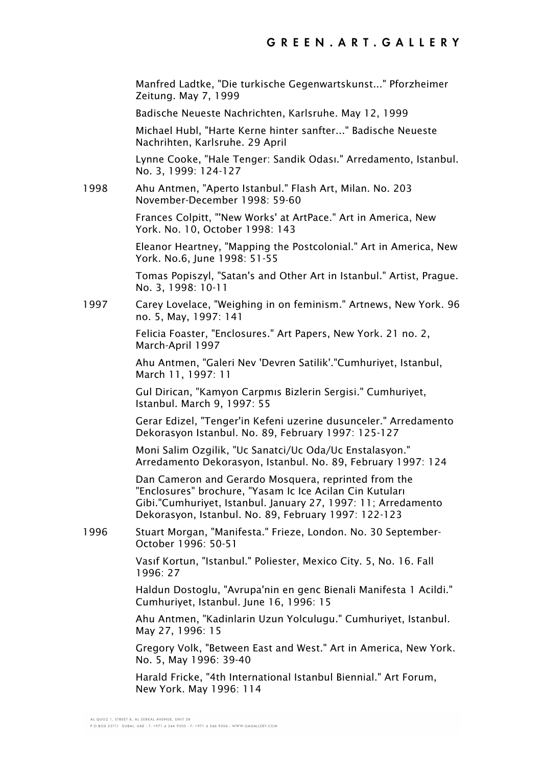Manfred Ladtke, "Die turkische Gegenwartskunst..." Pforzheimer Zeitung. May 7, 1999

Badische Neueste Nachrichten, Karlsruhe. May 12, 1999

Michael Hubl, "Harte Kerne hinter sanfter..." Badische Neueste Nachrihten, Karlsruhe. 29 April

Lynne Cooke, "Hale Tenger: Sandik Odası." Arredamento, Istanbul. No. 3, 1999: 124-127

**1998**

Ahu Antmen, "Aperto Istanbul." Flash Art, Milan. No. 203 November-December 1998: 59-60

Frances Colpitt, "'New Works' at ArtPace." Art in America, New York. No. 10, October 1998: 143

Eleanor Heartney, "Mapping the Postcolonial." Art in America, New York. No.6, June 1998: 51-55

Tomas Popiszyl, "Satan's and Other Art in Istanbul." Artist, Prague. No. 3, 1998: 10-11

**1997**

Carey Lovelace, "Weighing in on feminism." Artnews, New York. 96 no. 5, May, 1997: 141

Felicia Foaster, "Enclosures." Art Papers, New York. 21 no. 2, March-April 1997

Ahu Antmen, "Galeri Nev 'Devren Satilik'."Cumhuriyet, Istanbul, March 11, 1997: 11

Gul Dirican, "Kamyon Carpmıs Bizlerin Sergisi." Cumhuriyet, Istanbul. March 9, 1997: 55

Gerar Edizel, "Tenger'in Kefeni uzerine dusunceler." Arredamento Dekorasyon Istanbul. No. 89, February 1997: 125-127

Moni Salim Ozgilik, "Uc Sanatci/Uc Oda/Uc Enstalasyon." Arredamento Dekorasyon, Istanbul. No. 89, February 1997: 124

Dan Cameron and Gerardo Mosquera, reprinted from the "Enclosures" brochure, "Yasam Ic Ice Acilan Cin Kutuları Gibi."Cumhuriyet, Istanbul. January 27, 1997: 11; Arredamento Dekorasyon, Istanbul. No. 89, February 1997: 122-123

**1996**

Stuart Morgan, "Manifesta." Frieze, London. No. 30 September-October 1996: 50-51

Vasıf Kortun, "Istanbul." Poliester, Mexico City. 5, No. 16. Fall 1996: 27

Haldun Dostoglu, "Avrupa'nin en genc Bienali Manifesta 1 Acildi." Cumhuriyet, Istanbul. June 16, 1996: 15

Ahu Antmen, "Kadinlarin Uzun Yolculugu." Cumhuriyet, Istanbul. May 27, 1996: 15

Gregory Volk, "Between East and West." Art in America, New York. No. 5, May 1996: 39-40

Harald Fricke, "4th International Istanbul Biennial." Art Forum, New York. May 1996: 114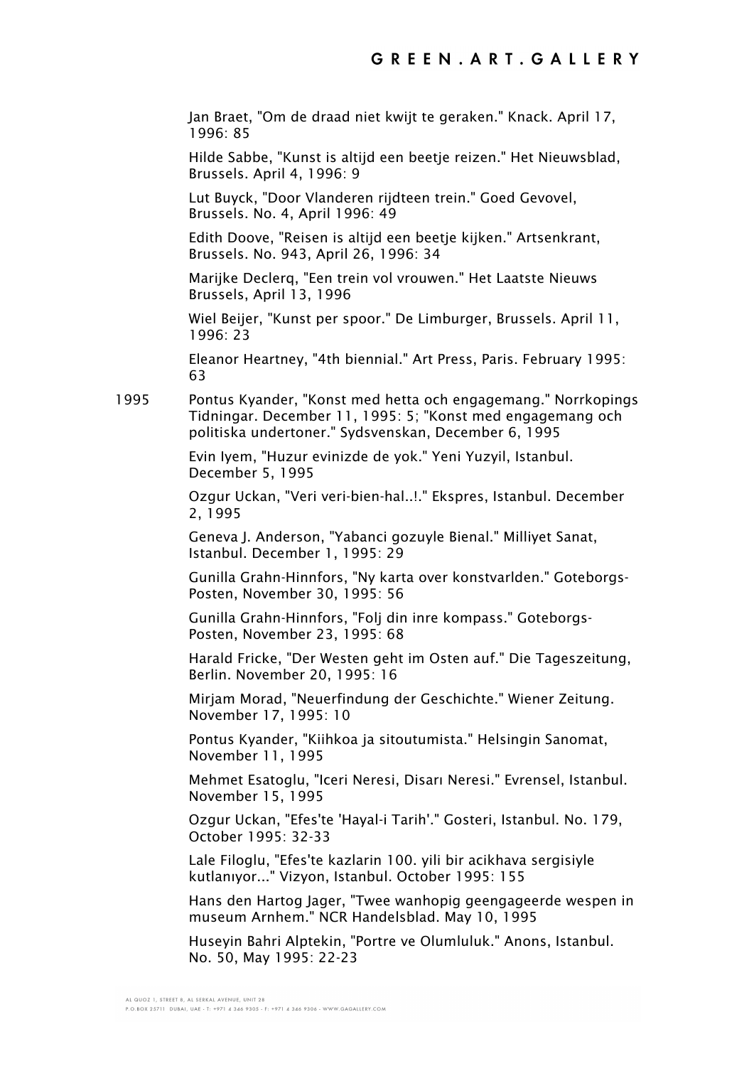Jan Braet, "Om de draad niet kwijt te geraken." Knack. April 17, 1996: 85

Hilde Sabbe, "Kunst is altijd een beetje reizen." Het Nieuwsblad, Brussels. April 4, 1996: 9

Lut Buyck, "Door Vlanderen rijdteen trein." Goed Gevovel, Brussels. No. 4, April 1996: 49

Edith Doove, "Reisen is altijd een beetje kijken." Artsenkrant, Brussels. No. 943, April 26, 1996: 34

Marijke Declerq, "Een trein vol vrouwen." Het Laatste Nieuws Brussels, April 13, 1996

Wiel Beijer, "Kunst per spoor." De Limburger, Brussels. April 11, 1996: 23

Eleanor Heartney, "4th biennial." Art Press, Paris. February 1995: 63

1995 Pontus Kyander, "Konst med hetta och engagemang." Norrkopings Tidningar. December 11, 1995: 5; "Konst med engagemang och politiska undertoner." Sydsvenskan, December 6, 1995

Evin Iyem, "Huzur evinizde de yok." Yeni Yuzyil, Istanbul. December 5, 1995

Ozgur Uckan, "Veri veri-bien-hal..!." Ekspres, Istanbul. December 2, 1995

Geneva J. Anderson, "Yabanci gozuyle Bienal." Milliyet Sanat, Istanbul. December 1, 1995: 29

Gunilla Grahn-Hinnfors, "Ny karta over konstvarlden." Goteborgs-Posten, November 30, 1995: 56

Gunilla Grahn-Hinnfors, "Folj din inre kompass." Goteborgs-Posten, November 23, 1995: 68

Harald Fricke, "Der Westen geht im Osten auf." Die Tageszeitung, Berlin. November 20, 1995: 16

Mirjam Morad, "Neuerfindung der Geschichte." Wiener Zeitung. November 17, 1995: 10

Pontus Kyander, "Kiihkoa ja sitoutumista." Helsingin Sanomat, November 11, 1995

Mehmet Esatoglu, "Iceri Neresi, Disarı Neresi." Evrensel, Istanbul. November 15, 1995

Ozgur Uckan, "Efes'te 'Hayal-i Tarih'." Gosteri, Istanbul. No. 179, October 1995: 32-33

Lale Filoglu, "Efes'te kazlarin 100. yili bir acikhava sergisiyle kutlanıyor..." Vizyon, Istanbul. October 1995: 155

Hans den Hartog Jager, "Twee wanhopig geengageerde wespen in museum Arnhem." NCR Handelsblad. May 10, 1995

Huseyin Bahri Alptekin, "Portre ve Olumluluk." Anons, Istanbul. No. 50, May 1995: 22-23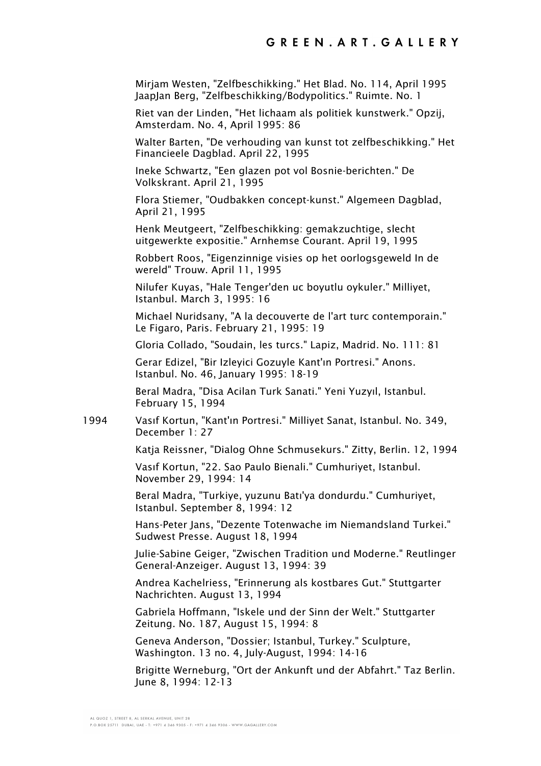Mirjam Westen, "Zelfbeschikking." Het Blad. No. 114, April 1995
JaapJan Berg, "Zelfbeschikking/Bodypolitics." Ruimte. No. 1

Riet van der Linden, "Het lichaam als politiek kunstwerk." Opzij, Amsterdam. No. 4, April 1995: 86

Walter Barten, "De verhouding van kunst tot zelfbeschikking." Het Financieele Dagblad. April 22, 1995

Ineke Schwartz, "Een glazen pot vol Bosnie-berichten." De Volkskrant. April 21, 1995

Flora Stiemer, "Oudbakken concept-kunst." Algemeen Dagblad, April 21, 1995

Henk Meutgeert, "Zelfbeschikking: gemakzuchtige, slecht uitgewerkte expositie." Arnhemse Courant. April 19, 1995

Robbert Roos, "Eigenzinnige visies op het oorlogsgeweld In de wereld" Trouw. April 11, 1995

Nilufer Kuyas, "Hale Tenger'den uc boyutlu oykuler." Milliyet, Istanbul. March 3, 1995: 16

Michael Nuridsany, "A la decouverte de l'art turc contemporain." Le Figaro, Paris. February 21, 1995: 19

Gloria Collado, "Soudain, les turcs." Lapiz, Madrid. No. 111: 81

Gerar Edizel, "Bir Izleyici Gozuyle Kant'ın Portresi." Anons. Istanbul. No. 46, January 1995: 18-19

Beral Madra, "Disa Acilan Turk Sanati." Yeni Yuzyıl, Istanbul. February 15, 1994

1994 Vasıf Kortun, "Kant'ın Portresi." Milliyet Sanat, Istanbul. No. 349, December 1: 27

Katja Reissner, "Dialog Ohne Schmusekurs." Zitty, Berlin. 12, 1994

Vasıf Kortun, "22. Sao Paulo Bienali." Cumhuriyet, Istanbul. November 29, 1994: 14

Beral Madra, "Turkiye, yuzunu Batı'ya dondurdu." Cumhuriyet, Istanbul. September 8, 1994: 12

Hans-Peter Jans, "Dezente Totenwache im Niemandsland Turkei." Sudwest Presse. August 18, 1994

Julie-Sabine Geiger, "Zwischen Tradition und Moderne." Reutlinger General-Anzeiger. August 13, 1994: 39

Andrea Kachelriess, "Erinnerung als kostbares Gut." Stuttgarter Nachrichten. August 13, 1994

Gabriela Hoffmann, "Iskele und der Sinn der Welt." Stuttgarter Zeitung. No. 187, August 15, 1994: 8

Geneva Anderson, "Dossier; Istanbul, Turkey." Sculpture, Washington. 13 no. 4, July-August, 1994: 14-16

Brigitte Werneburg, "Ort der Ankunft und der Abfahrt." Taz Berlin. June 8, 1994: 12-13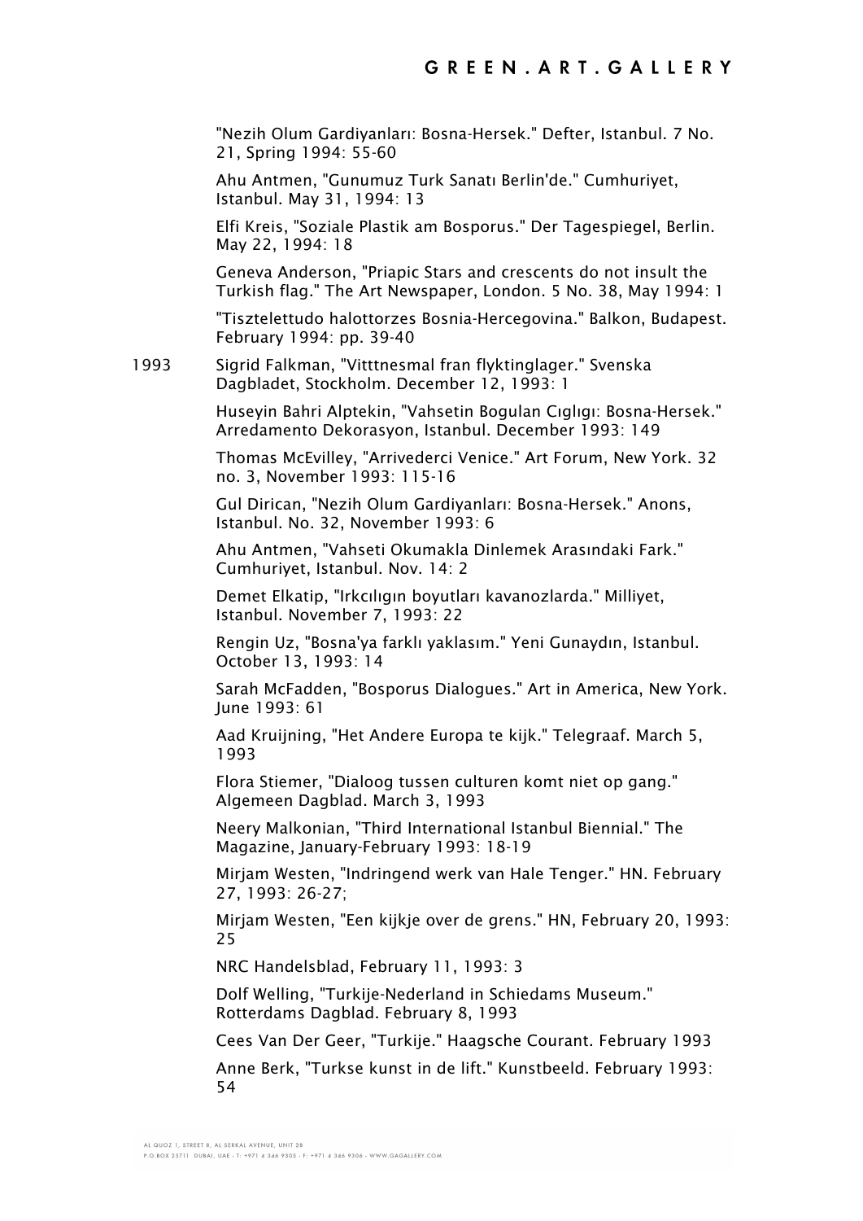"Nezih Olum Gardiyanları: Bosna-Hersek." Defter, Istanbul. 7 No. 21, Spring 1994: 55-60

Ahu Antmen, "Gunumuz Turk Sanatı Berlin'de." Cumhuriyet, Istanbul. May 31, 1994: 13

Elfi Kreis, "Soziale Plastik am Bosporus." Der Tagespiegel, Berlin. May 22, 1994: 18

Geneva Anderson, "Priapic Stars and crescents do not insult the Turkish flag." The Art Newspaper, London. 5 No. 38, May 1994: 1

"Tisztelettudo halottorzes Bosnia-Hercegovina." Balkon, Budapest. February 1994: pp. 39-40

1993 Sigrid Falkman, "Vitttnesmal fran flyktinglager." Svenska Dagbladet, Stockholm. December 12, 1993: 1

Huseyin Bahri Alptekin, "Vahsetin Bogulan Cıglıgı: Bosna-Hersek." Arredamento Dekorasyon, Istanbul. December 1993: 149

Thomas McEvilley, "Arrivederci Venice." Art Forum, New York. 32 no. 3, November 1993: 115-16

Gul Dirican, "Nezih Olum Gardiyanları: Bosna-Hersek." Anons, Istanbul. No. 32, November 1993: 6

Ahu Antmen, "Vahseti Okumakla Dinlemek Arasındaki Fark." Cumhuriyet, Istanbul. Nov. 14: 2

Demet Elkatip, "Irkcılıgın boyutları kavanozlarda." Milliyet, Istanbul. November 7, 1993: 22

Rengin Uz, "Bosna'ya farklı yaklasım." Yeni Gunaydın, Istanbul. October 13, 1993: 14

Sarah McFadden, "Bosporus Dialogues." Art in America, New York. June 1993: 61

Aad Kruijning, "Het Andere Europa te kijk." Telegraaf. March 5, 1993

Flora Stiemer, "Dialoog tussen culturen komt niet op gang." Algemeen Dagblad. March 3, 1993

Neery Malkonian, "Third International Istanbul Biennial." The Magazine, January-February 1993: 18-19

Mirjam Westen, "Indringend werk van Hale Tenger." HN. February 27, 1993: 26-27;

Mirjam Westen, "Een kijkje over de grens." HN, February 20, 1993: 25

NRC Handelsblad, February 11, 1993: 3

Dolf Welling, "Turkije-Nederland in Schiedams Museum." Rotterdams Dagblad. February 8, 1993

Cees Van Der Geer, "Turkije." Haagsche Courant. February 1993

Anne Berk, "Turkse kunst in de lift." Kunstbeeld. February 1993: 54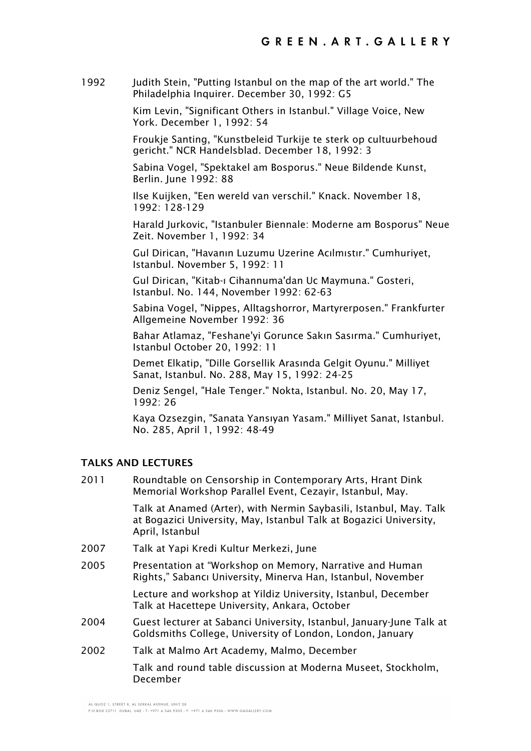1992 Judith Stein, "Putting Istanbul on the map of the art world." The Philadelphia Inquirer. December 30, 1992: G5

Kim Levin, "Significant Others in Istanbul." Village Voice, New York. December 1, 1992: 54

Froukje Santing, "Kunstbeleid Turkije te sterk op cultuurbehoud gericht." NCR Handelsblad. December 18, 1992: 3

Sabina Vogel, "Spektakel am Bosporus." Neue Bildende Kunst, Berlin. June 1992: 88

Ilse Kuijken, "Een wereld van verschil." Knack. November 18, 1992: 128-129

Harald Jurkovic, "Istanbuler Biennale: Moderne am Bosporus" Neue Zeit. November 1, 1992: 34

Gul Dirican, "Havanın Luzumu Uzerine Acılmıstır." Cumhuriyet, Istanbul. November 5, 1992: 11

Gul Dirican, "Kitab-ı Cihannuma'dan Uc Maymuna." Gosteri, Istanbul. No. 144, November 1992: 62-63

Sabina Vogel, "Nippes, Alltagshorror, Martyrerposen." Frankfurter Allgemeine November 1992: 36

Bahar Atlamaz, "Feshane'yi Gorunce Sakın Sasırma." Cumhuriyet, Istanbul October 20, 1992: 11

Demet Elkatip, "Dille Gorsellik Arasında Gelgit Oyunu." Milliyet Sanat, Istanbul. No. 288, May 15, 1992: 24-25

Deniz Sengel, "Hale Tenger." Nokta, Istanbul. No. 20, May 17, 1992: 26

Kaya Ozsezgin, "Sanata Yansıyan Yasam." Milliyet Sanat, Istanbul. No. 285, April 1, 1992: 48-49

## TALKS AND LECTURES

2011 Roundtable on Censorship in Contemporary Arts, Hrant Dink Memorial Workshop Parallel Event, Cezayir, Istanbul, May.

Talk at Anamed (Arter), with Nermin Saybasili, Istanbul, May. Talk at Bogazici University, May, Istanbul Talk at Bogazici University, April, Istanbul

2007 Talk at Yapi Kredi Kultur Merkezi, June

2005 Presentation at "Workshop on Memory, Narrative and Human Rights," Sabancı University, Minerva Han, Istanbul, November

Lecture and workshop at Yildiz University, Istanbul, December Talk at Hacettepe University, Ankara, October

2004 Guest lecturer at Sabanci University, Istanbul, January-June Talk at Goldsmiths College, University of London, London, January

2002 Talk at Malmo Art Academy, Malmo, December

Talk and round table discussion at Moderna Museet, Stockholm, December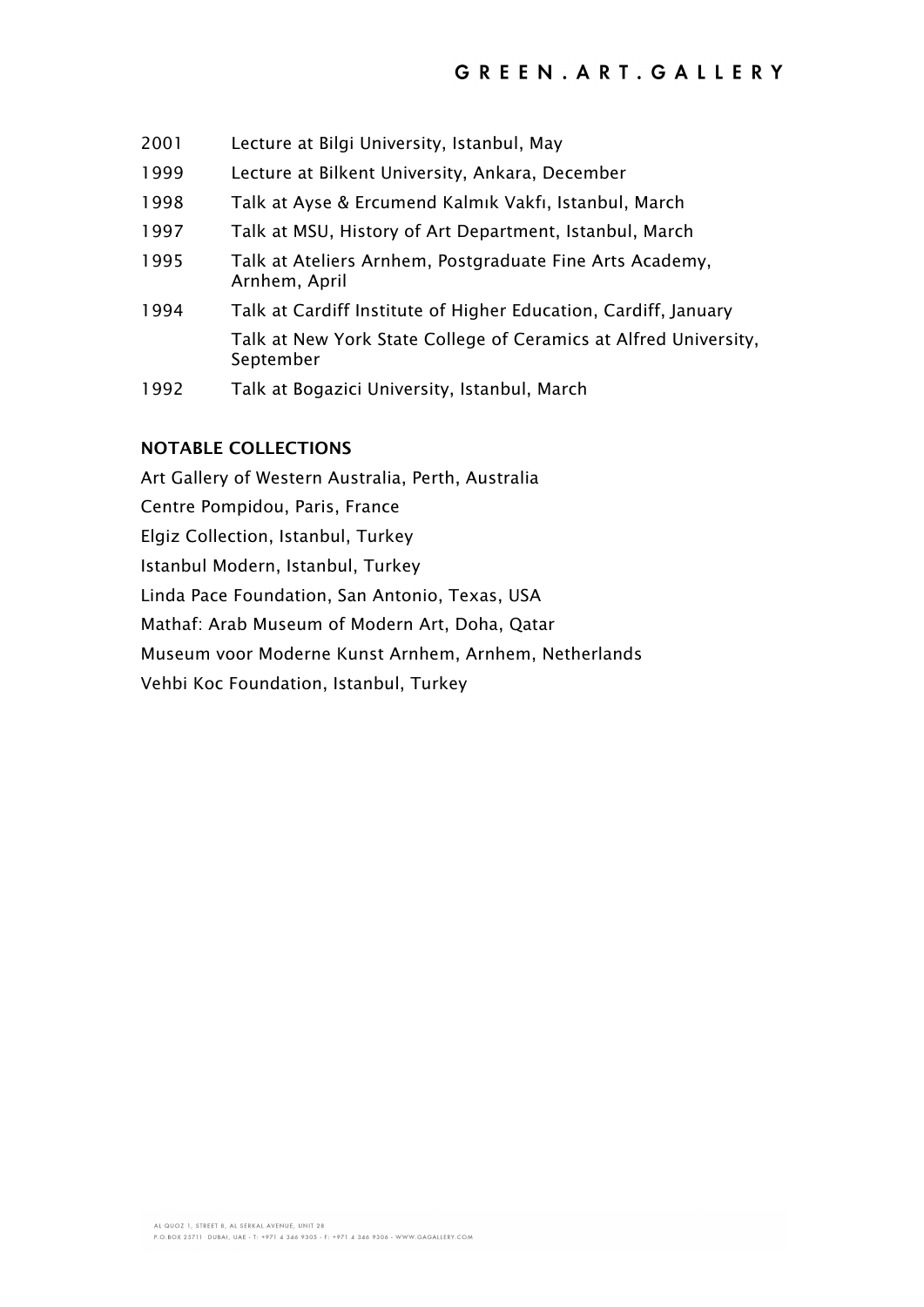| | |
|---|---|
| 2001 | Lecture at Bilgi University, Istanbul, May |
| 1999 | Lecture at Bilkent University, Ankara, December |
| 1998 | Talk at Ayse & Ercumend Kalmık Vakfı, Istanbul, March |
| 1997 | Talk at MSU, History of Art Department, Istanbul, March |
| 1995 | Talk at Ateliers Arnhem, Postgraduate Fine Arts Academy, Arnhem, April |
| 1994 | Talk at Cardiff Institute of Higher Education, Cardiff, January |
| | Talk at New York State College of Ceramics at Alfred University, September |
| 1992 | Talk at Bogazici University, Istanbul, March |

**NOTABLE COLLECTIONS**

Art Gallery of Western Australia, Perth, Australia

Centre Pompidou, Paris, France

Elgiz Collection, Istanbul, Turkey

Istanbul Modern, Istanbul, Turkey

Linda Pace Foundation, San Antonio, Texas, USA

Mathaf: Arab Museum of Modern Art, Doha, Qatar

Museum voor Moderne Kunst Arnhem, Arnhem, Netherlands

Vehbi Koc Foundation, Istanbul, Turkey